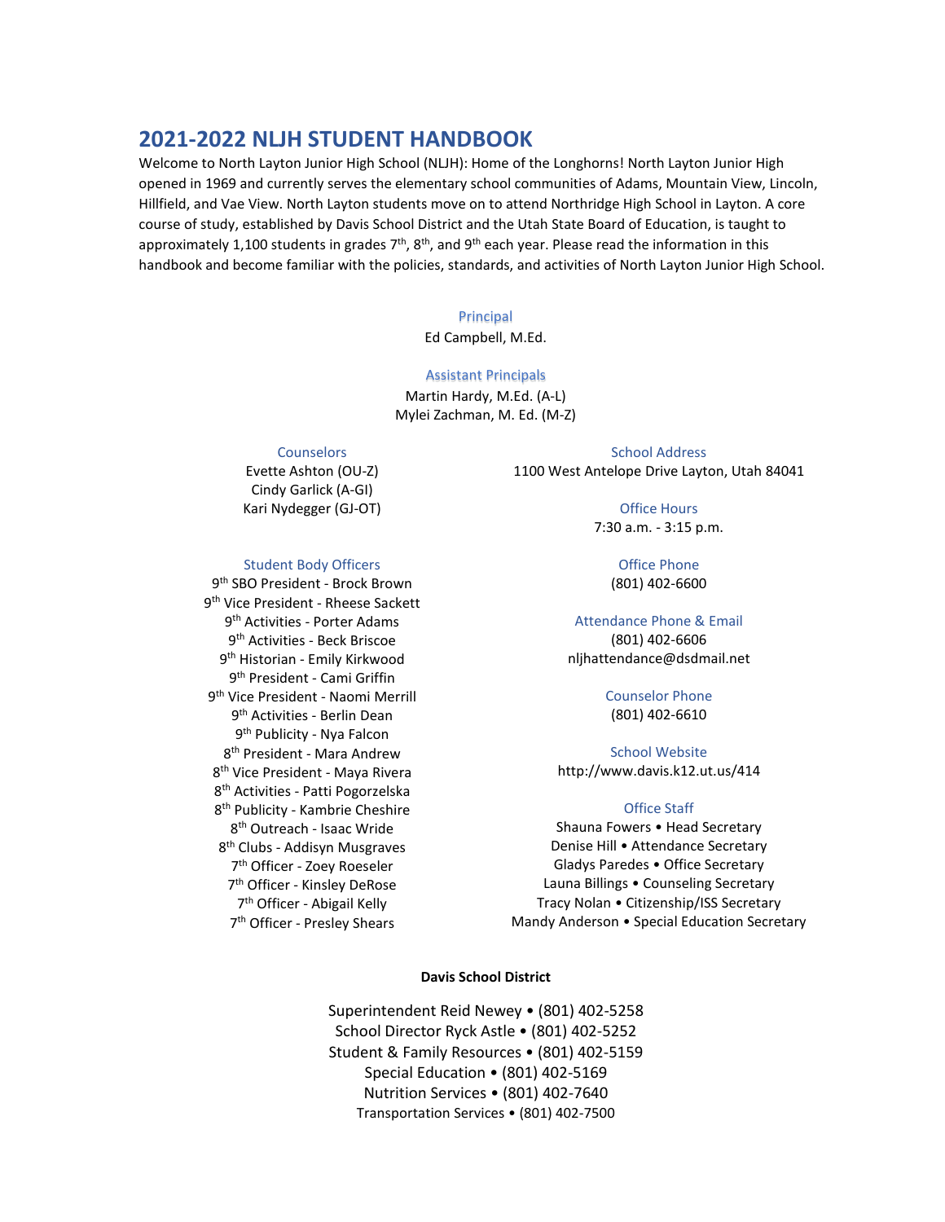# 2021-2022 NLJH STUDENT HANDBOOK

Welcome to North Layton Junior High School (NLJH): Home of the Longhorns! North Layton Junior High opened in 1969 and currently serves the elementary school communities of Adams, Mountain View, Lincoln, Hillfield, and Vae View. North Layton students move on to attend Northridge High School in Layton. A core course of study, established by Davis School District and the Utah State Board of Education, is taught to approximately 1,100 students in grades 7th, 8th, and 9th each year. Please read the information in this handbook and become familiar with the policies, standards, and activities of North Layton Junior High School.

### Principal

Ed Campbell, M.Ed.

### Assistant Principals

Martin Hardy, M.Ed. (A-L)
Mylei Zachman, M. Ed. (M-Z)

### Counselors

Evette Ashton (OU-Z)
Cindy Garlick (A-GI)
Kari Nydegger (GJ-OT)

### Student Body Officers

9th SBO President - Brock Brown
9th Vice President - Rheese Sackett
9th Activities - Porter Adams
9th Activities - Beck Briscoe
9th Historian - Emily Kirkwood
9th President - Cami Griffin
9th Vice President - Naomi Merrill
9th Activities - Berlin Dean
9th Publicity - Nya Falcon
8th President - Mara Andrew
8th Vice President - Maya Rivera
8th Activities - Patti Pogorzelska
8th Publicity - Kambrie Cheshire
8th Outreach - Isaac Wride
8th Clubs - Addisyn Musgraves
7th Officer - Zoey Roeseler
7th Officer - Kinsley DeRose
7th Officer - Abigail Kelly
7th Officer - Presley Shears

### School Address

1100 West Antelope Drive Layton, Utah 84041

### Office Hours

7:30 a.m. - 3:15 p.m.

### Office Phone

(801) 402-6600

### Attendance Phone & Email

(801) 402-6606
nljhattendance@dsdmail.net

### Counselor Phone

(801) 402-6610

### School Website

http://www.davis.k12.ut.us/414

### Office Staff

Shauna Fowers • Head Secretary
Denise Hill • Attendance Secretary
Gladys Paredes • Office Secretary
Launa Billings • Counseling Secretary
Tracy Nolan • Citizenship/ISS Secretary
Mandy Anderson • Special Education Secretary

**Davis School District**

Superintendent Reid Newey • (801) 402-5258
School Director Ryck Astle • (801) 402-5252
Student & Family Resources • (801) 402-5159
Special Education • (801) 402-5169
Nutrition Services • (801) 402-7640
Transportation Services • (801) 402-7500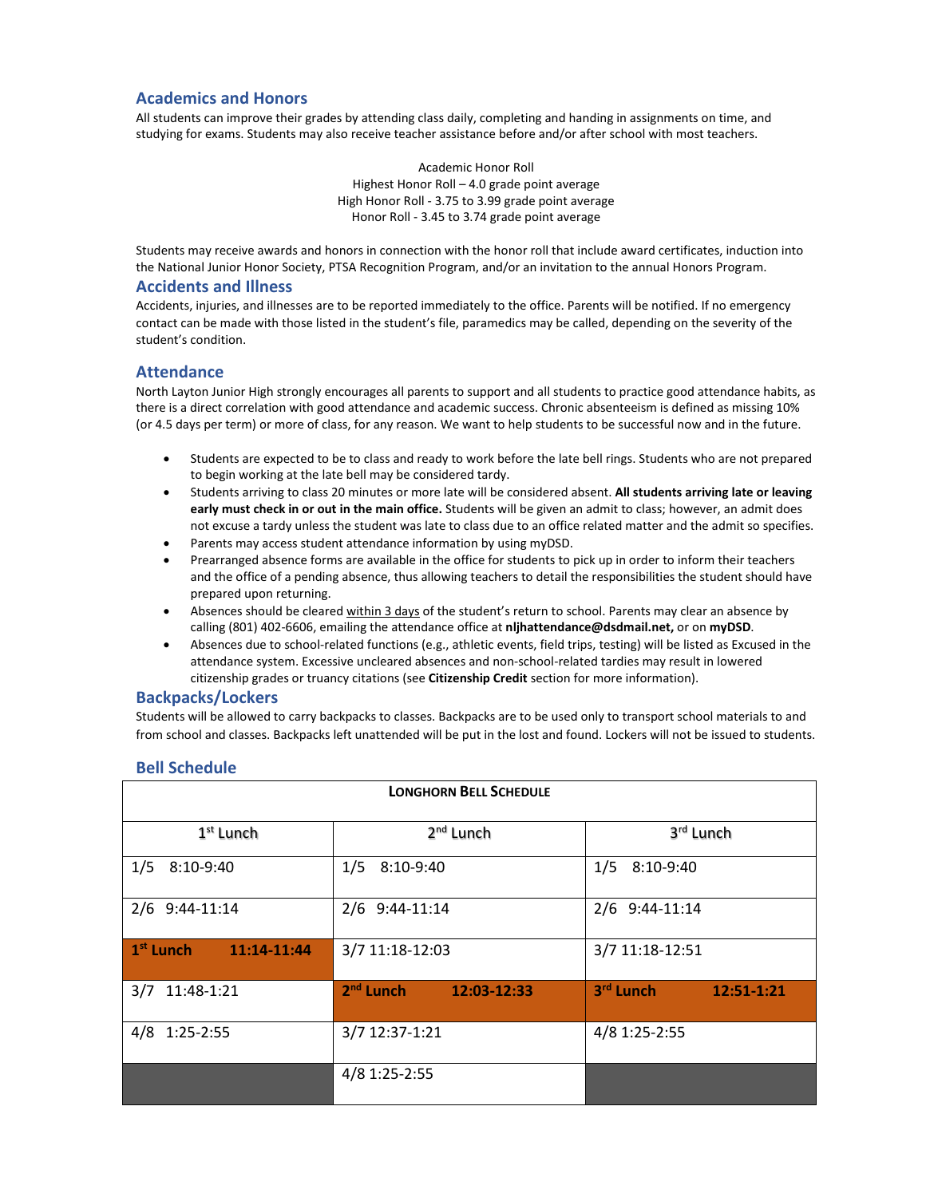## Academics and Honors

All students can improve their grades by attending class daily, completing and handing in assignments on time, and studying for exams. Students may also receive teacher assistance before and/or after school with most teachers.

Academic Honor Roll
Highest Honor Roll – 4.0 grade point average
High Honor Roll - 3.75 to 3.99 grade point average
Honor Roll - 3.45 to 3.74 grade point average

Students may receive awards and honors in connection with the honor roll that include award certificates, induction into the National Junior Honor Society, PTSA Recognition Program, and/or an invitation to the annual Honors Program.

## Accidents and Illness

Accidents, injuries, and illnesses are to be reported immediately to the office. Parents will be notified. If no emergency contact can be made with those listed in the student's file, paramedics may be called, depending on the severity of the student's condition.

## Attendance

North Layton Junior High strongly encourages all parents to support and all students to practice good attendance habits, as there is a direct correlation with good attendance and academic success. Chronic absenteeism is defined as missing 10% (or 4.5 days per term) or more of class, for any reason. We want to help students to be successful now and in the future.

- Students are expected to be to class and ready to work before the late bell rings. Students who are not prepared to begin working at the late bell may be considered tardy.
- Students arriving to class 20 minutes or more late will be considered absent. **All students arriving late or leaving early must check in or out in the main office.** Students will be given an admit to class; however, an admit does not excuse a tardy unless the student was late to class due to an office related matter and the admit so specifies.
- Parents may access student attendance information by using myDSD.
- Prearranged absence forms are available in the office for students to pick up in order to inform their teachers and the office of a pending absence, thus allowing teachers to detail the responsibilities the student should have prepared upon returning.
- Absences should be cleared within 3 days of the student's return to school. Parents may clear an absence by calling (801) 402-6606, emailing the attendance office at **nljhattendance@dsdmail.net,** or on **myDSD**.
- Absences due to school-related functions (e.g., athletic events, field trips, testing) will be listed as Excused in the attendance system. Excessive uncleared absences and non-school-related tardies may result in lowered citizenship grades or truancy citations (see **Citizenship Credit** section for more information).

## Backpacks/Lockers

Students will be allowed to carry backpacks to classes. Backpacks are to be used only to transport school materials to and from school and classes. Backpacks left unattended will be put in the lost and found. Lockers will not be issued to students.

## Bell Schedule

| **LONGHORN BELL SCHEDULE** | | |
|---|---|---|
| 1st Lunch | 2nd Lunch | 3rd Lunch |
| 1/5 8:10-9:40 | 1/5 8:10-9:40 | 1/5 8:10-9:40 |
| 2/6 9:44-11:14 | 2/6 9:44-11:14 | 2/6 9:44-11:14 |
| **1st Lunch 11:14-11:44** | 3/7 11:18-12:03 | 3/7 11:18-12:51 |
| 3/7 11:48-1:21 | **2nd Lunch 12:03-12:33** | **3rd Lunch 12:51-1:21** |
| 4/8 1:25-2:55 | 3/7 12:37-1:21 | 4/8 1:25-2:55 |
| | 4/8 1:25-2:55 | |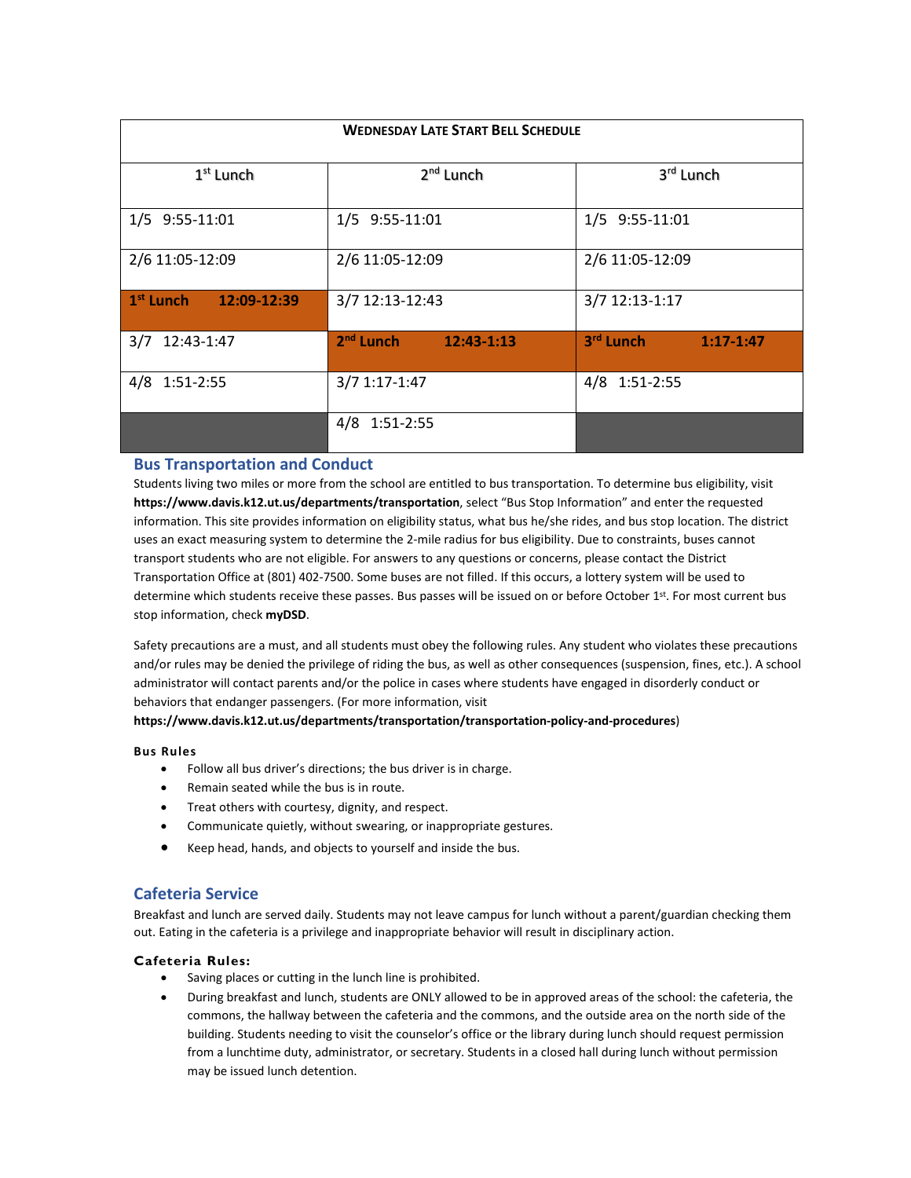| **Wednesday Late Start Bell Schedule** | | |
|---|---|---|
| 1st Lunch | 2nd Lunch | 3rd Lunch |
| 1/5 9:55-11:01 | 1/5 9:55-11:01 | 1/5 9:55-11:01 |
| 2/6 11:05-12:09 | 2/6 11:05-12:09 | 2/6 11:05-12:09 |
| **1st Lunch 12:09-12:39** | 3/7 12:13-12:43 | 3/7 12:13-1:17 |
| 3/7 12:43-1:47 | **2nd Lunch 12:43-1:13** | **3rd Lunch 1:17-1:47** |
| 4/8 1:51-2:55 | 3/7 1:17-1:47 | 4/8 1:51-2:55 |
| | 4/8 1:51-2:55 | |

## Bus Transportation and Conduct

Students living two miles or more from the school are entitled to bus transportation. To determine bus eligibility, visit **https://www.davis.k12.ut.us/departments/transportation**, select "Bus Stop Information" and enter the requested information. This site provides information on eligibility status, what bus he/she rides, and bus stop location. The district uses an exact measuring system to determine the 2-mile radius for bus eligibility. Due to constraints, buses cannot transport students who are not eligible. For answers to any questions or concerns, please contact the District Transportation Office at (801) 402-7500. Some buses are not filled. If this occurs, a lottery system will be used to determine which students receive these passes. Bus passes will be issued on or before October 1st. For most current bus stop information, check **myDSD**.

Safety precautions are a must, and all students must obey the following rules. Any student who violates these precautions and/or rules may be denied the privilege of riding the bus, as well as other consequences (suspension, fines, etc.). A school administrator will contact parents and/or the police in cases where students have engaged in disorderly conduct or behaviors that endanger passengers. (For more information, visit **https://www.davis.k12.ut.us/departments/transportation/transportation-policy-and-procedures**)

### Bus Rules

- Follow all bus driver's directions; the bus driver is in charge.
- Remain seated while the bus is in route.
- Treat others with courtesy, dignity, and respect.
- Communicate quietly, without swearing, or inappropriate gestures.
- Keep head, hands, and objects to yourself and inside the bus.

## Cafeteria Service

Breakfast and lunch are served daily. Students may not leave campus for lunch without a parent/guardian checking them out. Eating in the cafeteria is a privilege and inappropriate behavior will result in disciplinary action.

### Cafeteria Rules:

- Saving places or cutting in the lunch line is prohibited.
- During breakfast and lunch, students are ONLY allowed to be in approved areas of the school: the cafeteria, the commons, the hallway between the cafeteria and the commons, and the outside area on the north side of the building. Students needing to visit the counselor's office or the library during lunch should request permission from a lunchtime duty, administrator, or secretary. Students in a closed hall during lunch without permission may be issued lunch detention.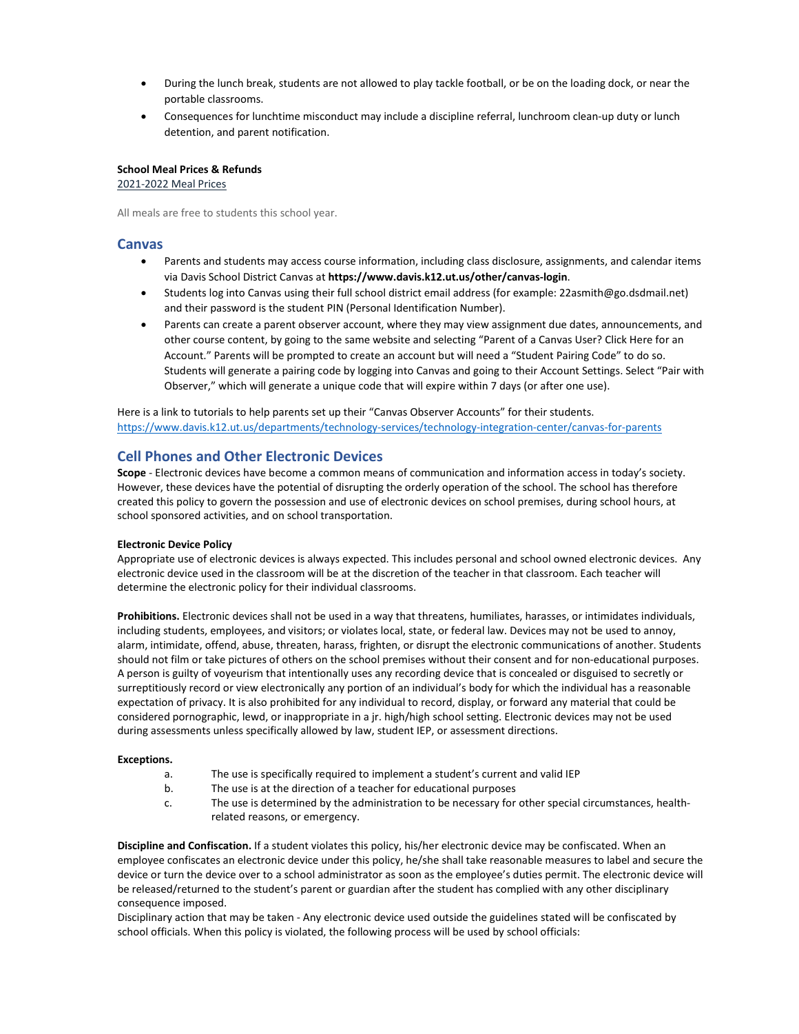- During the lunch break, students are not allowed to play tackle football, or be on the loading dock, or near the portable classrooms.
- Consequences for lunchtime misconduct may include a discipline referral, lunchroom clean-up duty or lunch detention, and parent notification.

**School Meal Prices & Refunds**
2021-2022 Meal Prices

All meals are free to students this school year.

## Canvas

- Parents and students may access course information, including class disclosure, assignments, and calendar items via Davis School District Canvas at **https://www.davis.k12.ut.us/other/canvas-login**.
- Students log into Canvas using their full school district email address (for example: 22asmith@go.dsdmail.net) and their password is the student PIN (Personal Identification Number).
- Parents can create a parent observer account, where they may view assignment due dates, announcements, and other course content, by going to the same website and selecting "Parent of a Canvas User? Click Here for an Account." Parents will be prompted to create an account but will need a "Student Pairing Code" to do so. Students will generate a pairing code by logging into Canvas and going to their Account Settings. Select "Pair with Observer," which will generate a unique code that will expire within 7 days (or after one use).

Here is a link to tutorials to help parents set up their "Canvas Observer Accounts" for their students.
https://www.davis.k12.ut.us/departments/technology-services/technology-integration-center/canvas-for-parents

## Cell Phones and Other Electronic Devices

**Scope** - Electronic devices have become a common means of communication and information access in today's society. However, these devices have the potential of disrupting the orderly operation of the school. The school has therefore created this policy to govern the possession and use of electronic devices on school premises, during school hours, at school sponsored activities, and on school transportation.

**Electronic Device Policy**
Appropriate use of electronic devices is always expected. This includes personal and school owned electronic devices. Any electronic device used in the classroom will be at the discretion of the teacher in that classroom. Each teacher will determine the electronic policy for their individual classrooms.

**Prohibitions.** Electronic devices shall not be used in a way that threatens, humiliates, harasses, or intimidates individuals, including students, employees, and visitors; or violates local, state, or federal law. Devices may not be used to annoy, alarm, intimidate, offend, abuse, threaten, harass, frighten, or disrupt the electronic communications of another. Students should not film or take pictures of others on the school premises without their consent and for non-educational purposes. A person is guilty of voyeurism that intentionally uses any recording device that is concealed or disguised to secretly or surreptitiously record or view electronically any portion of an individual's body for which the individual has a reasonable expectation of privacy. It is also prohibited for any individual to record, display, or forward any material that could be considered pornographic, lewd, or inappropriate in a jr. high/high school setting. Electronic devices may not be used during assessments unless specifically allowed by law, student IEP, or assessment directions.

**Exceptions.**

a. The use is specifically required to implement a student's current and valid IEP
b. The use is at the direction of a teacher for educational purposes
c. The use is determined by the administration to be necessary for other special circumstances, health-related reasons, or emergency.

**Discipline and Confiscation.** If a student violates this policy, his/her electronic device may be confiscated. When an employee confiscates an electronic device under this policy, he/she shall take reasonable measures to label and secure the device or turn the device over to a school administrator as soon as the employee's duties permit. The electronic device will be released/returned to the student's parent or guardian after the student has complied with any other disciplinary consequence imposed.
Disciplinary action that may be taken - Any electronic device used outside the guidelines stated will be confiscated by school officials. When this policy is violated, the following process will be used by school officials: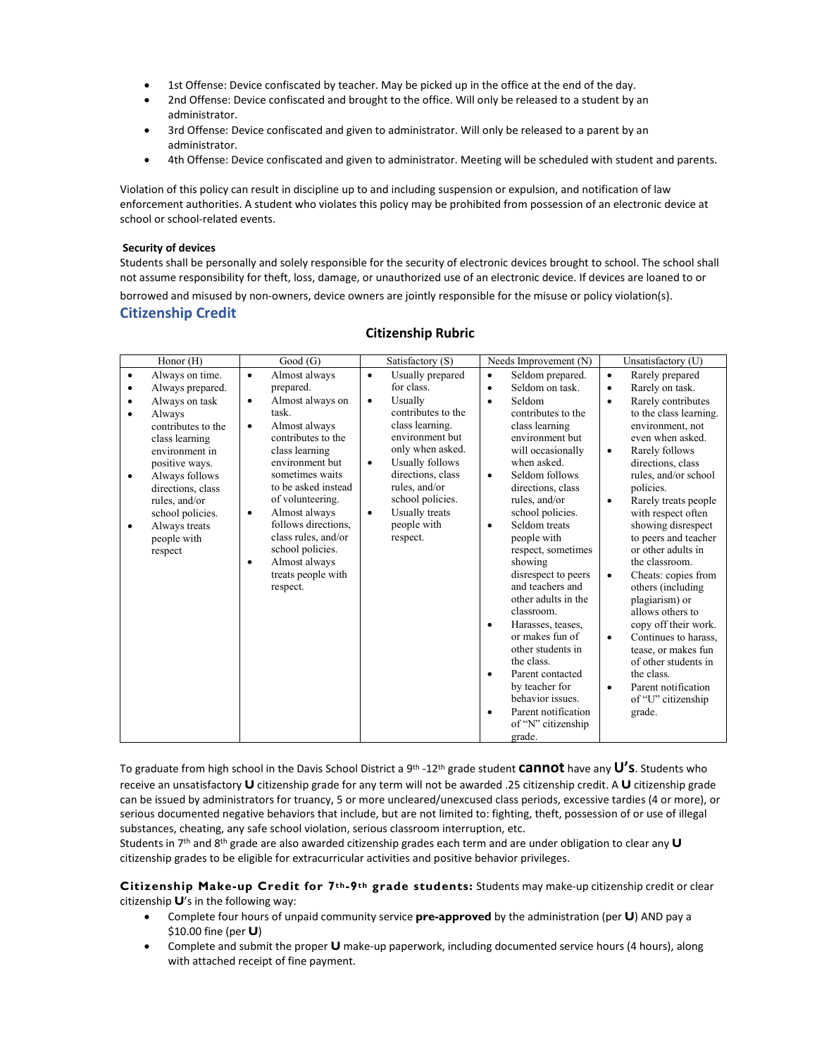- 1st Offense: Device confiscated by teacher. May be picked up in the office at the end of the day.
- 2nd Offense: Device confiscated and brought to the office. Will only be released to a student by an administrator.
- 3rd Offense: Device confiscated and given to administrator. Will only be released to a parent by an administrator.
- 4th Offense: Device confiscated and given to administrator. Meeting will be scheduled with student and parents.

Violation of this policy can result in discipline up to and including suspension or expulsion, and notification of law enforcement authorities. A student who violates this policy may be prohibited from possession of an electronic device at school or school-related events.

**Security of devices**

Students shall be personally and solely responsible for the security of electronic devices brought to school. The school shall not assume responsibility for theft, loss, damage, or unauthorized use of an electronic device. If devices are loaned to or borrowed and misused by non-owners, device owners are jointly responsible for the misuse or policy violation(s).

## Citizenship Credit

### Citizenship Rubric

| Honor (H) | Good (G) | Satisfactory (S) | Needs Improvement (N) | Unsatisfactory (U) |
|---|---|---|---|---|
| • Always on time.<br>• Always prepared.<br>• Always on task<br>• Always contributes to the class learning environment in positive ways.<br>• Always follows directions, class rules, and/or school policies.<br>• Always treats people with respect | • Almost always prepared.<br>• Almost always on task.<br>• Almost always contributes to the class learning environment but sometimes waits to be asked instead of volunteering.<br>• Almost always follows directions, class rules, and/or school policies.<br>• Almost always treats people with respect. | • Usually prepared for class.<br>• Usually contributes to the class learning. environment but only when asked.<br>• Usually follows directions, class rules, and/or school policies.<br>• Usually treats people with respect. | • Seldom prepared.<br>• Seldom on task.<br>• Seldom contributes to the class learning environment but will occasionally when asked.<br>• Seldom follows directions, class rules, and/or school policies.<br>• Seldom treats people with respect, sometimes showing disrespect to peers and teachers and other adults in the classroom.<br>• Harasses, teases, or makes fun of other students in the class.<br>• Parent contacted by teacher for behavior issues.<br>• Parent notification of "N" citizenship grade. | • Rarely prepared<br>• Rarely on task.<br>• Rarely contributes to the class learning. environment, not even when asked.<br>• Rarely follows directions, class rules, and/or school policies.<br>• Rarely treats people with respect often showing disrespect to peers and teacher or other adults in the classroom.<br>• Cheats: copies from others (including plagiarism) or allows others to copy off their work.<br>• Continues to harass, tease, or makes fun of other students in the class.<br>• Parent notification of "U" citizenship grade. |

To graduate from high school in the Davis School District a 9th -12th grade student **cannot** have any **U's**. Students who receive an unsatisfactory **U** citizenship grade for any term will not be awarded .25 citizenship credit. A **U** citizenship grade can be issued by administrators for truancy, 5 or more uncleared/unexcused class periods, excessive tardies (4 or more), or serious documented negative behaviors that include, but are not limited to: fighting, theft, possession of or use of illegal substances, cheating, any safe school violation, serious classroom interruption, etc.

Students in 7th and 8th grade are also awarded citizenship grades each term and are under obligation to clear any **U** citizenship grades to be eligible for extracurricular activities and positive behavior privileges.

**Citizenship Make-up Credit for 7th-9th grade students:** Students may make-up citizenship credit or clear citizenship **U**'s in the following way:

- Complete four hours of unpaid community service **pre-approved** by the administration (per **U**) AND pay a $10.00 fine (per **U**)
- Complete and submit the proper **U** make-up paperwork, including documented service hours (4 hours), along with attached receipt of fine payment.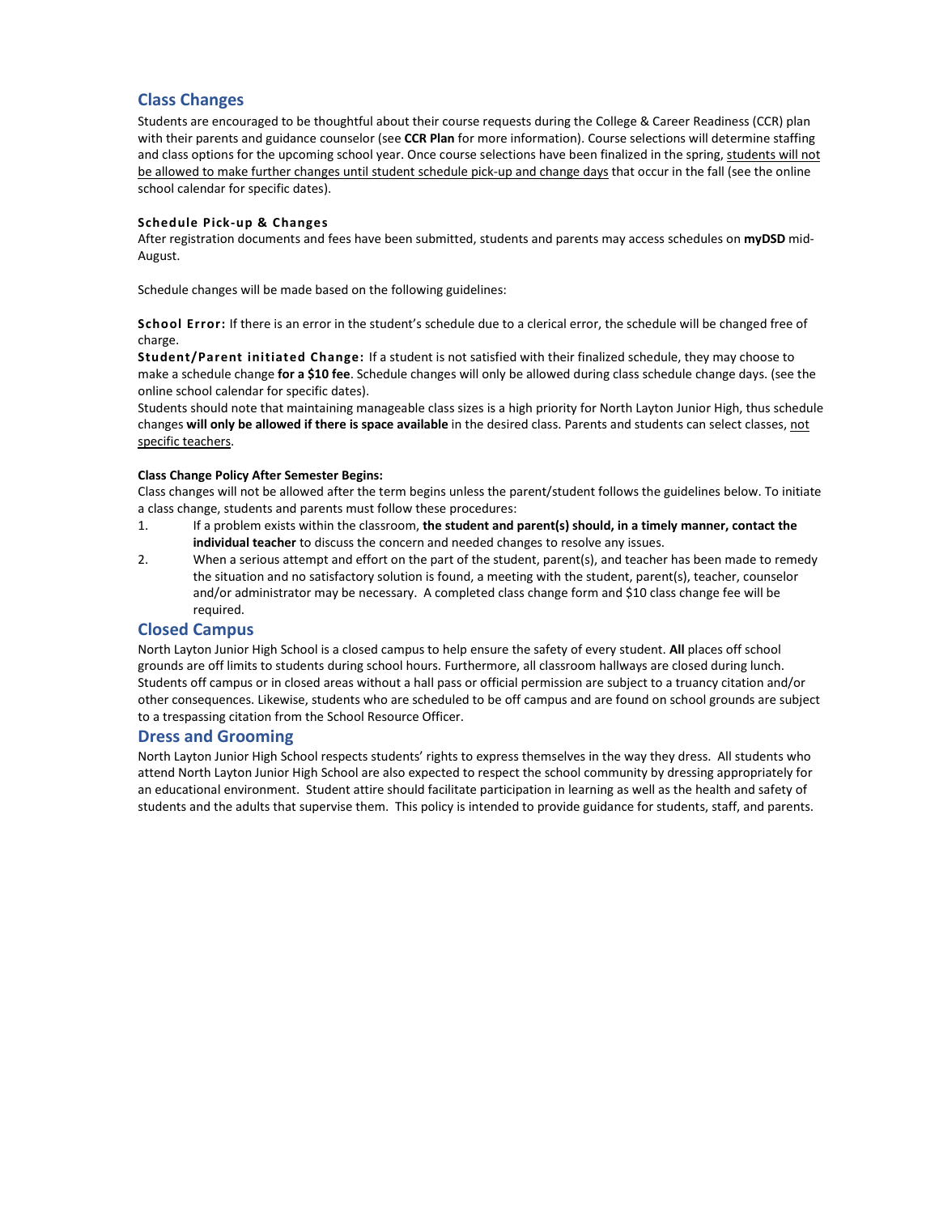## Class Changes

Students are encouraged to be thoughtful about their course requests during the College & Career Readiness (CCR) plan with their parents and guidance counselor (see **CCR Plan** for more information). Course selections will determine staffing and class options for the upcoming school year. Once course selections have been finalized in the spring, <u>students will not be allowed to make further changes until student schedule pick-up and change days</u> that occur in the fall (see the online school calendar for specific dates).

#### Schedule Pick-up & Changes

After registration documents and fees have been submitted, students and parents may access schedules on **myDSD** mid-August.

Schedule changes will be made based on the following guidelines:

**School Error:** If there is an error in the student's schedule due to a clerical error, the schedule will be changed free of charge.

**Student/Parent initiated Change:** If a student is not satisfied with their finalized schedule, they may choose to make a schedule change **for a $10 fee**. Schedule changes will only be allowed during class schedule change days. (see the online school calendar for specific dates).

Students should note that maintaining manageable class sizes is a high priority for North Layton Junior High, thus schedule changes **will only be allowed if there is space available** in the desired class. Parents and students can select classes, <u>not specific teachers</u>.

#### Class Change Policy After Semester Begins:

Class changes will not be allowed after the term begins unless the parent/student follows the guidelines below. To initiate a class change, students and parents must follow these procedures:

1. If a problem exists within the classroom, **the student and parent(s) should, in a timely manner, contact the individual teacher** to discuss the concern and needed changes to resolve any issues.
2. When a serious attempt and effort on the part of the student, parent(s), and teacher has been made to remedy the situation and no satisfactory solution is found, a meeting with the student, parent(s), teacher, counselor and/or administrator may be necessary. A completed class change form and $10 class change fee will be required.

## Closed Campus

North Layton Junior High School is a closed campus to help ensure the safety of every student. **All** places off school grounds are off limits to students during school hours. Furthermore, all classroom hallways are closed during lunch. Students off campus or in closed areas without a hall pass or official permission are subject to a truancy citation and/or other consequences. Likewise, students who are scheduled to be off campus and are found on school grounds are subject to a trespassing citation from the School Resource Officer.

## Dress and Grooming

North Layton Junior High School respects students' rights to express themselves in the way they dress. All students who attend North Layton Junior High School are also expected to respect the school community by dressing appropriately for an educational environment. Student attire should facilitate participation in learning as well as the health and safety of students and the adults that supervise them. This policy is intended to provide guidance for students, staff, and parents.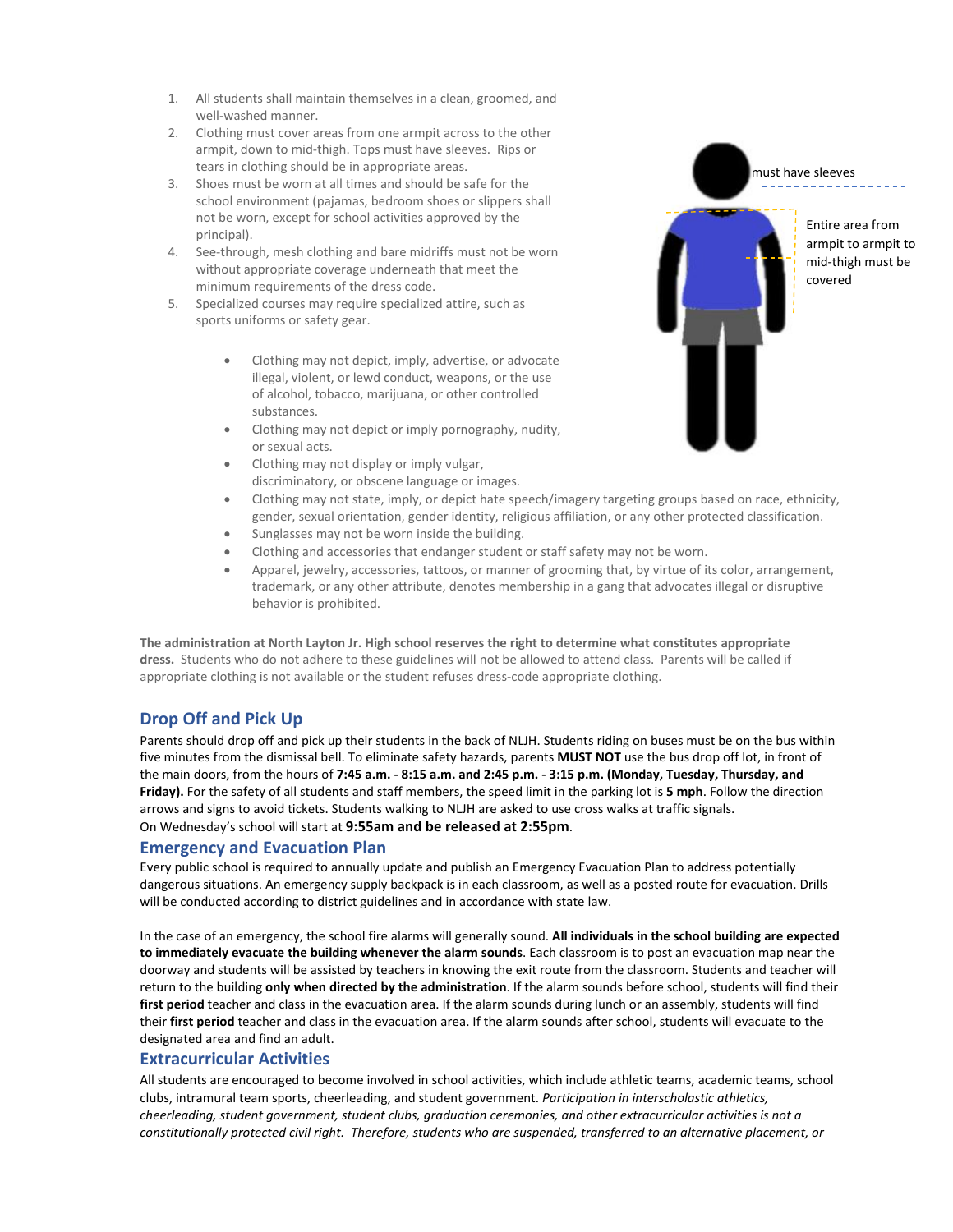1. All students shall maintain themselves in a clean, groomed, and well-washed manner.
2. Clothing must cover areas from one armpit across to the other armpit, down to mid-thigh. Tops must have sleeves. Rips or tears in clothing should be in appropriate areas.
3. Shoes must be worn at all times and should be safe for the school environment (pajamas, bedroom shoes or slippers shall not be worn, except for school activities approved by the principal).
4. See-through, mesh clothing and bare midriffs must not be worn without appropriate coverage underneath that meet the minimum requirements of the dress code.
5. Specialized courses may require specialized attire, such as sports uniforms or safety gear.

must have sleeves

Entire area from armpit to armpit to mid-thigh must be covered

- Clothing may not depict, imply, advertise, or advocate illegal, violent, or lewd conduct, weapons, or the use of alcohol, tobacco, marijuana, or other controlled substances.
- Clothing may not depict or imply pornography, nudity, or sexual acts.
- Clothing may not display or imply vulgar, discriminatory, or obscene language or images.
- Clothing may not state, imply, or depict hate speech/imagery targeting groups based on race, ethnicity, gender, sexual orientation, gender identity, religious affiliation, or any other protected classification.
- Sunglasses may not be worn inside the building.
- Clothing and accessories that endanger student or staff safety may not be worn.
- Apparel, jewelry, accessories, tattoos, or manner of grooming that, by virtue of its color, arrangement, trademark, or any other attribute, denotes membership in a gang that advocates illegal or disruptive behavior is prohibited.

**The administration at North Layton Jr. High school reserves the right to determine what constitutes appropriate dress.** Students who do not adhere to these guidelines will not be allowed to attend class. Parents will be called if appropriate clothing is not available or the student refuses dress-code appropriate clothing.

## Drop Off and Pick Up

Parents should drop off and pick up their students in the back of NLJH. Students riding on buses must be on the bus within five minutes from the dismissal bell. To eliminate safety hazards, parents **MUST NOT** use the bus drop off lot, in front of the main doors, from the hours of **7:45 a.m. - 8:15 a.m. and 2:45 p.m. - 3:15 p.m. (Monday, Tuesday, Thursday, and Friday).** For the safety of all students and staff members, the speed limit in the parking lot is **5 mph**. Follow the direction arrows and signs to avoid tickets. Students walking to NLJH are asked to use cross walks at traffic signals.
On Wednesday's school will start at **9:55am and be released at 2:55pm**.

## Emergency and Evacuation Plan

Every public school is required to annually update and publish an Emergency Evacuation Plan to address potentially dangerous situations. An emergency supply backpack is in each classroom, as well as a posted route for evacuation. Drills will be conducted according to district guidelines and in accordance with state law.

In the case of an emergency, the school fire alarms will generally sound. **All individuals in the school building are expected to immediately evacuate the building whenever the alarm sounds**. Each classroom is to post an evacuation map near the doorway and students will be assisted by teachers in knowing the exit route from the classroom. Students and teacher will return to the building **only when directed by the administration**. If the alarm sounds before school, students will find their **first period** teacher and class in the evacuation area. If the alarm sounds during lunch or an assembly, students will find their **first period** teacher and class in the evacuation area. If the alarm sounds after school, students will evacuate to the designated area and find an adult.

## Extracurricular Activities

All students are encouraged to become involved in school activities, which include athletic teams, academic teams, school clubs, intramural team sports, cheerleading, and student government. *Participation in interscholastic athletics, cheerleading, student government, student clubs, graduation ceremonies, and other extracurricular activities is not a constitutionally protected civil right. Therefore, students who are suspended, transferred to an alternative placement, or*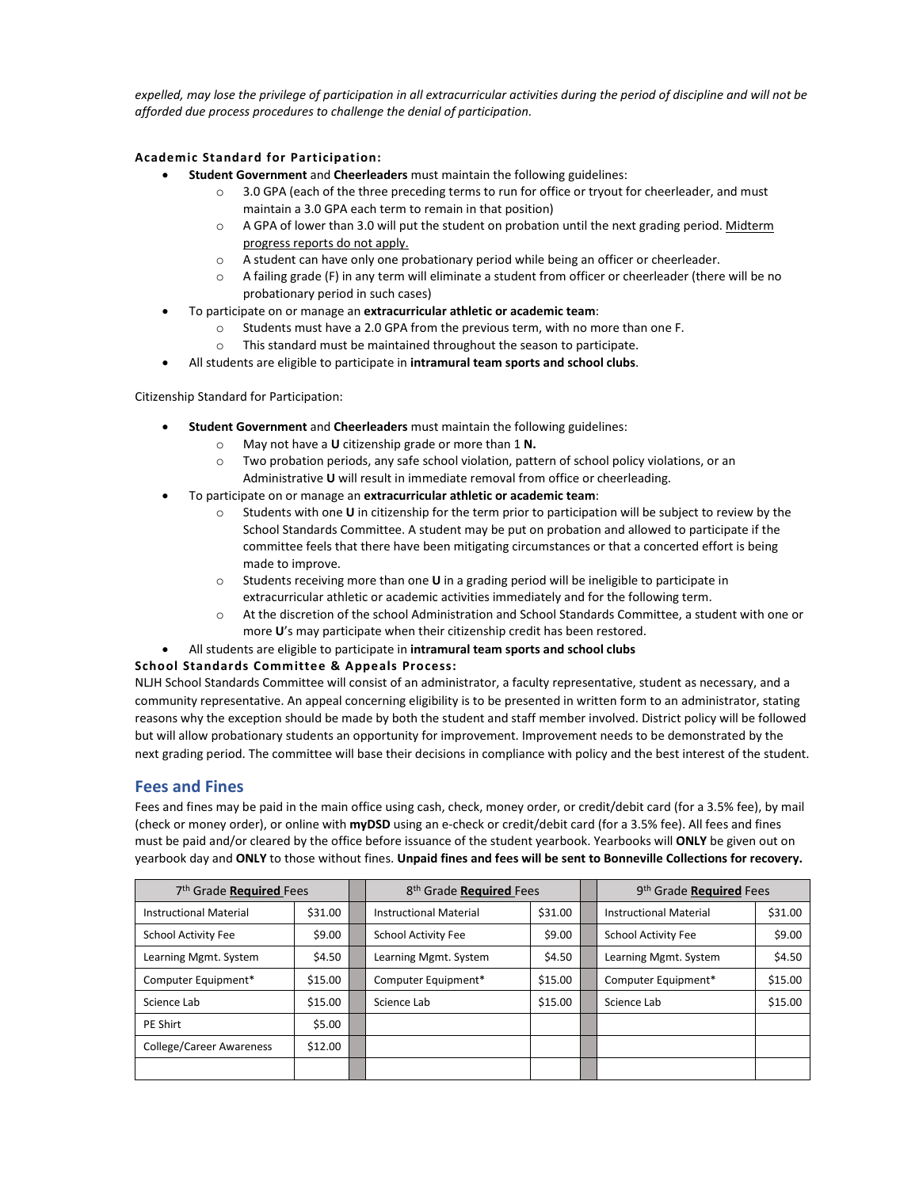*expelled, may lose the privilege of participation in all extracurricular activities during the period of discipline and will not be afforded due process procedures to challenge the denial of participation.*

**Academic Standard for Participation:**

- **Student Government** and **Cheerleaders** must maintain the following guidelines:
  - 3.0 GPA (each of the three preceding terms to run for office or tryout for cheerleader, and must maintain a 3.0 GPA each term to remain in that position)
  - A GPA of lower than 3.0 will put the student on probation until the next grading period. Midterm progress reports do not apply.
  - A student can have only one probationary period while being an officer or cheerleader.
  - A failing grade (F) in any term will eliminate a student from officer or cheerleader (there will be no probationary period in such cases)
- To participate on or manage an **extracurricular athletic or academic team**:
  - Students must have a 2.0 GPA from the previous term, with no more than one F.
  - This standard must be maintained throughout the season to participate.
- All students are eligible to participate in **intramural team sports and school clubs**.

Citizenship Standard for Participation:

- **Student Government** and **Cheerleaders** must maintain the following guidelines:
  - May not have a **U** citizenship grade or more than 1 **N.**
  - Two probation periods, any safe school violation, pattern of school policy violations, or an Administrative **U** will result in immediate removal from office or cheerleading.
- To participate on or manage an **extracurricular athletic or academic team**:
  - Students with one **U** in citizenship for the term prior to participation will be subject to review by the School Standards Committee. A student may be put on probation and allowed to participate if the committee feels that there have been mitigating circumstances or that a concerted effort is being made to improve.
  - Students receiving more than one **U** in a grading period will be ineligible to participate in extracurricular athletic or academic activities immediately and for the following term.
  - At the discretion of the school Administration and School Standards Committee, a student with one or more **U**'s may participate when their citizenship credit has been restored.
- All students are eligible to participate in **intramural team sports and school clubs**

**School Standards Committee & Appeals Process:**

NLJH School Standards Committee will consist of an administrator, a faculty representative, student as necessary, and a community representative. An appeal concerning eligibility is to be presented in written form to an administrator, stating reasons why the exception should be made by both the student and staff member involved. District policy will be followed but will allow probationary students an opportunity for improvement. Improvement needs to be demonstrated by the next grading period. The committee will base their decisions in compliance with policy and the best interest of the student.

## Fees and Fines

Fees and fines may be paid in the main office using cash, check, money order, or credit/debit card (for a 3.5% fee), by mail (check or money order), or online with **myDSD** using an e-check or credit/debit card (for a 3.5% fee). All fees and fines must be paid and/or cleared by the office before issuance of the student yearbook. Yearbooks will **ONLY** be given out on yearbook day and **ONLY** to those without fines. **Unpaid fines and fees will be sent to Bonneville Collections for recovery.**

| 7th Grade **Required** Fees | | | 8th Grade **Required** Fees | | | 9th Grade **Required** Fees | |
|---|---|---|---|---|---|---|---|
| Instructional Material | $31.00 | | Instructional Material | $31.00 | | Instructional Material | $31.00 |
| School Activity Fee | $9.00 | | School Activity Fee | $9.00 | | School Activity Fee | $9.00 |
| Learning Mgmt. System | $4.50 | | Learning Mgmt. System | $4.50 | | Learning Mgmt. System | $4.50 |
| Computer Equipment* | $15.00 | | Computer Equipment* | $15.00 | | Computer Equipment* | $15.00 |
| Science Lab | $15.00 | | Science Lab | $15.00 | | Science Lab | $15.00 |
| PE Shirt | $5.00 | | | | | | |
| College/Career Awareness | $12.00 | | | | | | |
| | | | | | | | |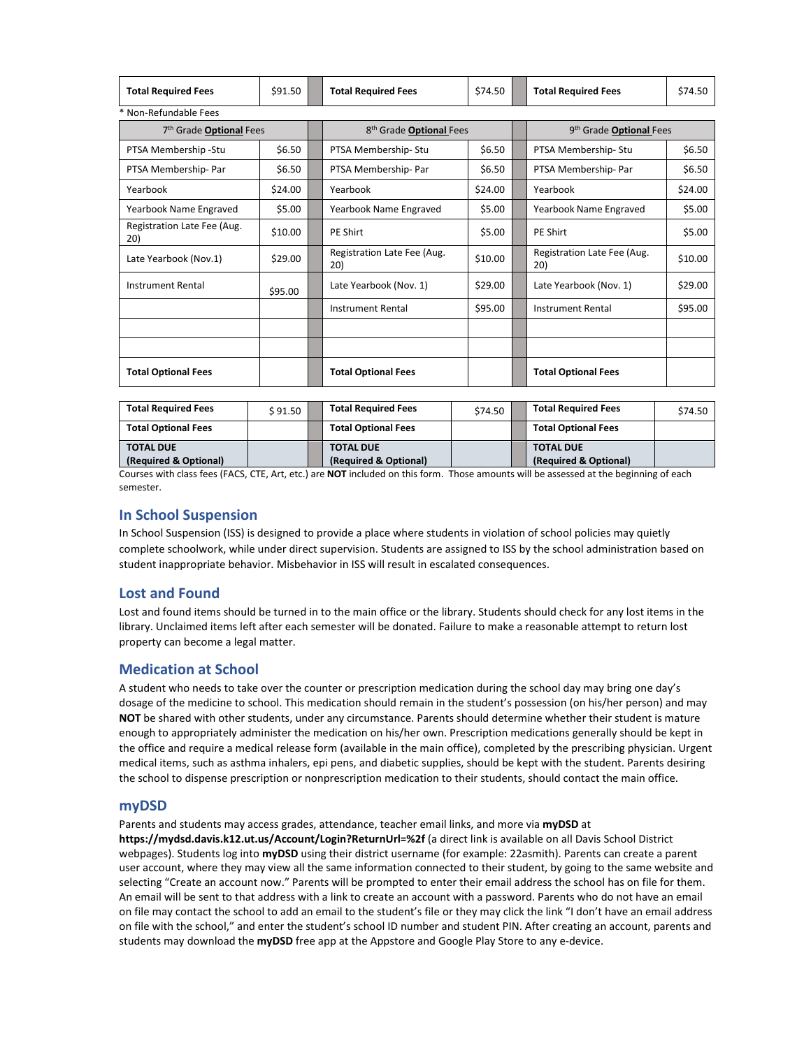| Total Required Fees | $91.50 | | Total Required Fees | $74.50 | | Total Required Fees | $74.50 |
|---|---|---|---|---|---|---|---|

* Non-Refundable Fees

| 7th Grade **Optional** Fees | | | 8th Grade **Optional** Fees | | | 9th Grade **Optional** Fees | |
|---|---|---|---|---|---|---|---|
| PTSA Membership -Stu | $6.50 | | PTSA Membership- Stu | $6.50 | | PTSA Membership- Stu | $6.50 |
| PTSA Membership- Par | $6.50 | | PTSA Membership- Par | $6.50 | | PTSA Membership- Par | $6.50 |
| Yearbook | $24.00 | | Yearbook | $24.00 | | Yearbook | $24.00 |
| Yearbook Name Engraved | $5.00 | | Yearbook Name Engraved | $5.00 | | Yearbook Name Engraved | $5.00 |
| Registration Late Fee (Aug. 20) | $10.00 | | PE Shirt | $5.00 | | PE Shirt | $5.00 |
| Late Yearbook (Nov.1) | $29.00 | | Registration Late Fee (Aug. 20) | $10.00 | | Registration Late Fee (Aug. 20) | $10.00 |
| Instrument Rental | $95.00 | | Late Yearbook (Nov. 1) | $29.00 | | Late Yearbook (Nov. 1) | $29.00 |
| | | | Instrument Rental | $95.00 | | Instrument Rental | $95.00 |
| | | | | | | | |
| | | | | | | | |
| **Total Optional Fees** | | | **Total Optional Fees** | | | **Total Optional Fees** | |

| **Total Required Fees** | $ 91.50 | | **Total Required Fees** | $74.50 | | **Total Required Fees** | $74.50 |
|---|---|---|---|---|---|---|---|
| **Total Optional Fees** | | | **Total Optional Fees** | | | **Total Optional Fees** | |
| **TOTAL DUE (Required & Optional)** | | | **TOTAL DUE (Required & Optional)** | | | **TOTAL DUE (Required & Optional)** | |

Courses with class fees (FACS, CTE, Art, etc.) are **NOT** included on this form. Those amounts will be assessed at the beginning of each semester.

## In School Suspension

In School Suspension (ISS) is designed to provide a place where students in violation of school policies may quietly complete schoolwork, while under direct supervision. Students are assigned to ISS by the school administration based on student inappropriate behavior. Misbehavior in ISS will result in escalated consequences.

## Lost and Found

Lost and found items should be turned in to the main office or the library. Students should check for any lost items in the library. Unclaimed items left after each semester will be donated. Failure to make a reasonable attempt to return lost property can become a legal matter.

## Medication at School

A student who needs to take over the counter or prescription medication during the school day may bring one day's dosage of the medicine to school. This medication should remain in the student's possession (on his/her person) and may **NOT** be shared with other students, under any circumstance. Parents should determine whether their student is mature enough to appropriately administer the medication on his/her own. Prescription medications generally should be kept in the office and require a medical release form (available in the main office), completed by the prescribing physician. Urgent medical items, such as asthma inhalers, epi pens, and diabetic supplies, should be kept with the student. Parents desiring the school to dispense prescription or nonprescription medication to their students, should contact the main office.

## myDSD

Parents and students may access grades, attendance, teacher email links, and more via **myDSD** at **https://mydsd.davis.k12.ut.us/Account/Login?ReturnUrl=%2f** (a direct link is available on all Davis School District webpages). Students log into **myDSD** using their district username (for example: 22asmith). Parents can create a parent user account, where they may view all the same information connected to their student, by going to the same website and selecting "Create an account now." Parents will be prompted to enter their email address the school has on file for them. An email will be sent to that address with a link to create an account with a password. Parents who do not have an email on file may contact the school to add an email to the student's file or they may click the link "I don't have an email address on file with the school," and enter the student's school ID number and student PIN. After creating an account, parents and students may download the **myDSD** free app at the Appstore and Google Play Store to any e-device.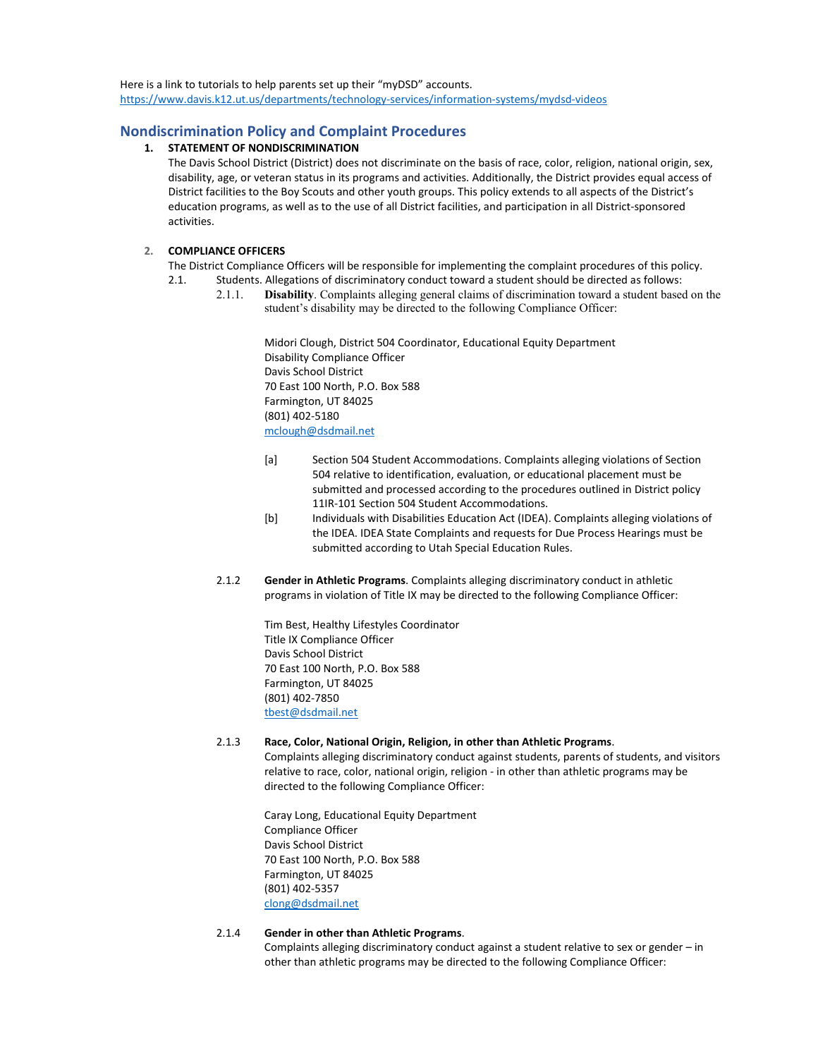Here is a link to tutorials to help parents set up their "myDSD" accounts.
https://www.davis.k12.ut.us/departments/technology-services/information-systems/mydsd-videos

## Nondiscrimination Policy and Complaint Procedures

**1. STATEMENT OF NONDISCRIMINATION**

The Davis School District (District) does not discriminate on the basis of race, color, religion, national origin, sex, disability, age, or veteran status in its programs and activities. Additionally, the District provides equal access of District facilities to the Boy Scouts and other youth groups. This policy extends to all aspects of the District's education programs, as well as to the use of all District facilities, and participation in all District-sponsored activities.

**2. COMPLIANCE OFFICERS**

The District Compliance Officers will be responsible for implementing the complaint procedures of this policy.

2.1. Students. Allegations of discriminatory conduct toward a student should be directed as follows:

2.1.1. **Disability**. Complaints alleging general claims of discrimination toward a student based on the student's disability may be directed to the following Compliance Officer:

Midori Clough, District 504 Coordinator, Educational Equity Department
Disability Compliance Officer
Davis School District
70 East 100 North, P.O. Box 588
Farmington, UT 84025
(801) 402-5180
mclough@dsdmail.net

[a] Section 504 Student Accommodations. Complaints alleging violations of Section 504 relative to identification, evaluation, or educational placement must be submitted and processed according to the procedures outlined in District policy 11IR-101 Section 504 Student Accommodations.

[b] Individuals with Disabilities Education Act (IDEA). Complaints alleging violations of the IDEA. IDEA State Complaints and requests for Due Process Hearings must be submitted according to Utah Special Education Rules.

2.1.2 **Gender in Athletic Programs**. Complaints alleging discriminatory conduct in athletic programs in violation of Title IX may be directed to the following Compliance Officer:

Tim Best, Healthy Lifestyles Coordinator
Title IX Compliance Officer
Davis School District
70 East 100 North, P.O. Box 588
Farmington, UT 84025
(801) 402-7850
tbest@dsdmail.net

2.1.3 **Race, Color, National Origin, Religion, in other than Athletic Programs**.
Complaints alleging discriminatory conduct against students, parents of students, and visitors relative to race, color, national origin, religion - in other than athletic programs may be directed to the following Compliance Officer:

Caray Long, Educational Equity Department
Compliance Officer
Davis School District
70 East 100 North, P.O. Box 588
Farmington, UT 84025
(801) 402-5357
clong@dsdmail.net

2.1.4 **Gender in other than Athletic Programs**.
Complaints alleging discriminatory conduct against a student relative to sex or gender – in other than athletic programs may be directed to the following Compliance Officer: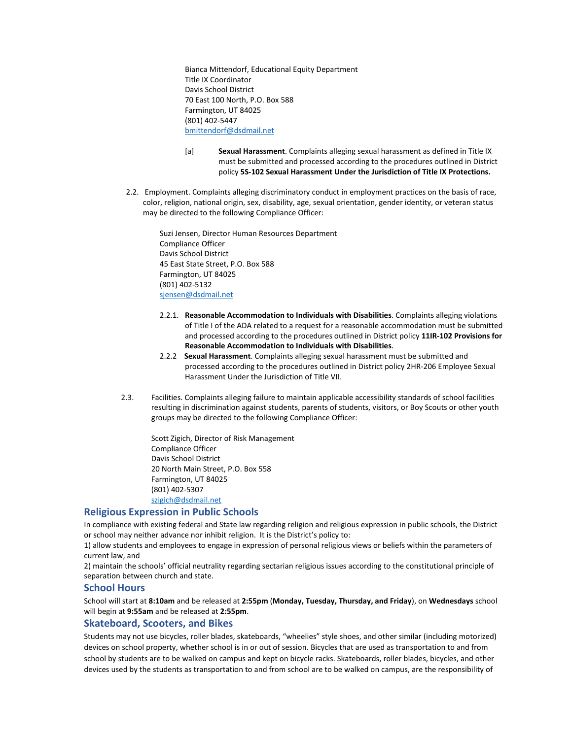Bianca Mittendorf, Educational Equity Department
Title IX Coordinator
Davis School District
70 East 100 North, P.O. Box 588
Farmington, UT 84025
(801) 402-5447
bmittendorf@dsdmail.net

[a] **Sexual Harassment**. Complaints alleging sexual harassment as defined in Title IX must be submitted and processed according to the procedures outlined in District policy **5S-102 Sexual Harassment Under the Jurisdiction of Title IX Protections.**

2.2. Employment. Complaints alleging discriminatory conduct in employment practices on the basis of race, color, religion, national origin, sex, disability, age, sexual orientation, gender identity, or veteran status may be directed to the following Compliance Officer:

Suzi Jensen, Director Human Resources Department
Compliance Officer
Davis School District
45 East State Street, P.O. Box 588
Farmington, UT 84025
(801) 402-5132
sjensen@dsdmail.net

2.2.1. **Reasonable Accommodation to Individuals with Disabilities**. Complaints alleging violations of Title I of the ADA related to a request for a reasonable accommodation must be submitted and processed according to the procedures outlined in District policy **11IR-102 Provisions for Reasonable Accommodation to Individuals with Disabilities**.

2.2.2 **Sexual Harassment**. Complaints alleging sexual harassment must be submitted and processed according to the procedures outlined in District policy 2HR-206 Employee Sexual Harassment Under the Jurisdiction of Title VII.

2.3. Facilities. Complaints alleging failure to maintain applicable accessibility standards of school facilities resulting in discrimination against students, parents of students, visitors, or Boy Scouts or other youth groups may be directed to the following Compliance Officer:

Scott Zigich, Director of Risk Management
Compliance Officer
Davis School District
20 North Main Street, P.O. Box 558
Farmington, UT 84025
(801) 402-5307
szigich@dsdmail.net

## Religious Expression in Public Schools

In compliance with existing federal and State law regarding religion and religious expression in public schools, the District or school may neither advance nor inhibit religion. It is the District's policy to:

1) allow students and employees to engage in expression of personal religious views or beliefs within the parameters of current law, and

2) maintain the schools' official neutrality regarding sectarian religious issues according to the constitutional principle of separation between church and state.

## School Hours

School will start at **8:10am** and be released at **2:55pm** (**Monday, Tuesday, Thursday, and Friday**), on **Wednesdays** school will begin at **9:55am** and be released at **2:55pm**.

## Skateboard, Scooters, and Bikes

Students may not use bicycles, roller blades, skateboards, "wheelies" style shoes, and other similar (including motorized) devices on school property, whether school is in or out of session. Bicycles that are used as transportation to and from school by students are to be walked on campus and kept on bicycle racks. Skateboards, roller blades, bicycles, and other devices used by the students as transportation to and from school are to be walked on campus, are the responsibility of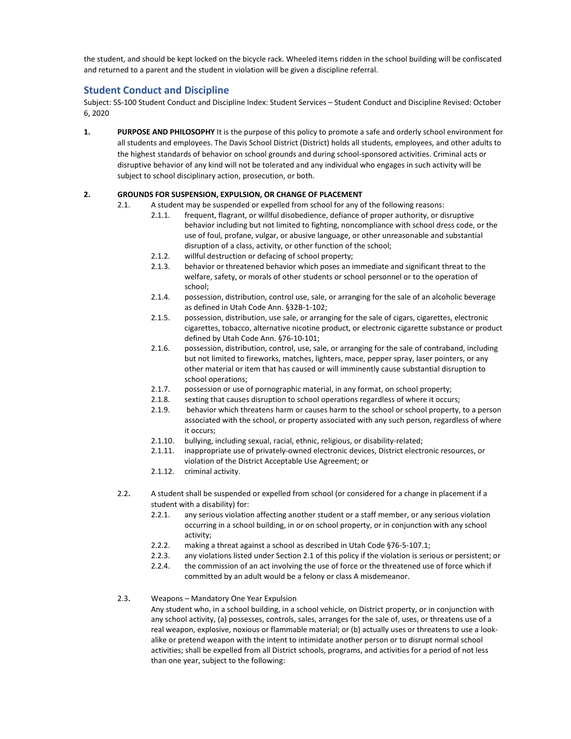the student, and should be kept locked on the bicycle rack. Wheeled items ridden in the school building will be confiscated and returned to a parent and the student in violation will be given a discipline referral.

## Student Conduct and Discipline

Subject: 5S-100 Student Conduct and Discipline Index: Student Services – Student Conduct and Discipline Revised: October 6, 2020

**1. PURPOSE AND PHILOSOPHY** It is the purpose of this policy to promote a safe and orderly school environment for all students and employees. The Davis School District (District) holds all students, employees, and other adults to the highest standards of behavior on school grounds and during school-sponsored activities. Criminal acts or disruptive behavior of any kind will not be tolerated and any individual who engages in such activity will be subject to school disciplinary action, prosecution, or both.

**2. GROUNDS FOR SUSPENSION, EXPULSION, OR CHANGE OF PLACEMENT**

2.1. A student may be suspended or expelled from school for any of the following reasons:

- 2.1.1. frequent, flagrant, or willful disobedience, defiance of proper authority, or disruptive behavior including but not limited to fighting, noncompliance with school dress code, or the use of foul, profane, vulgar, or abusive language, or other unreasonable and substantial disruption of a class, activity, or other function of the school;
- 2.1.2. willful destruction or defacing of school property;
- 2.1.3. behavior or threatened behavior which poses an immediate and significant threat to the welfare, safety, or morals of other students or school personnel or to the operation of school;
- 2.1.4. possession, distribution, control use, sale, or arranging for the sale of an alcoholic beverage as defined in Utah Code Ann. §32B-1-102;
- 2.1.5. possession, distribution, use sale, or arranging for the sale of cigars, cigarettes, electronic cigarettes, tobacco, alternative nicotine product, or electronic cigarette substance or product defined by Utah Code Ann. §76-10-101;
- 2.1.6. possession, distribution, control, use, sale, or arranging for the sale of contraband, including but not limited to fireworks, matches, lighters, mace, pepper spray, laser pointers, or any other material or item that has caused or will imminently cause substantial disruption to school operations;
- 2.1.7. possession or use of pornographic material, in any format, on school property;
- 2.1.8. sexting that causes disruption to school operations regardless of where it occurs;
- 2.1.9. behavior which threatens harm or causes harm to the school or school property, to a person associated with the school, or property associated with any such person, regardless of where it occurs;
- 2.1.10. bullying, including sexual, racial, ethnic, religious, or disability-related;
- 2.1.11. inappropriate use of privately-owned electronic devices, District electronic resources, or violation of the District Acceptable Use Agreement; or
- 2.1.12. criminal activity.

2.2. A student shall be suspended or expelled from school (or considered for a change in placement if a student with a disability) for:

- 2.2.1. any serious violation affecting another student or a staff member, or any serious violation occurring in a school building, in or on school property, or in conjunction with any school activity;
- 2.2.2. making a threat against a school as described in Utah Code §76-5-107.1;
- 2.2.3. any violations listed under Section 2.1 of this policy if the violation is serious or persistent; or
- 2.2.4. the commission of an act involving the use of force or the threatened use of force which if committed by an adult would be a felony or class A misdemeanor.

2.3. Weapons – Mandatory One Year Expulsion

Any student who, in a school building, in a school vehicle, on District property, or in conjunction with any school activity, (a) possesses, controls, sales, arranges for the sale of, uses, or threatens use of a real weapon, explosive, noxious or flammable material; or (b) actually uses or threatens to use a look-alike or pretend weapon with the intent to intimidate another person or to disrupt normal school activities; shall be expelled from all District schools, programs, and activities for a period of not less than one year, subject to the following: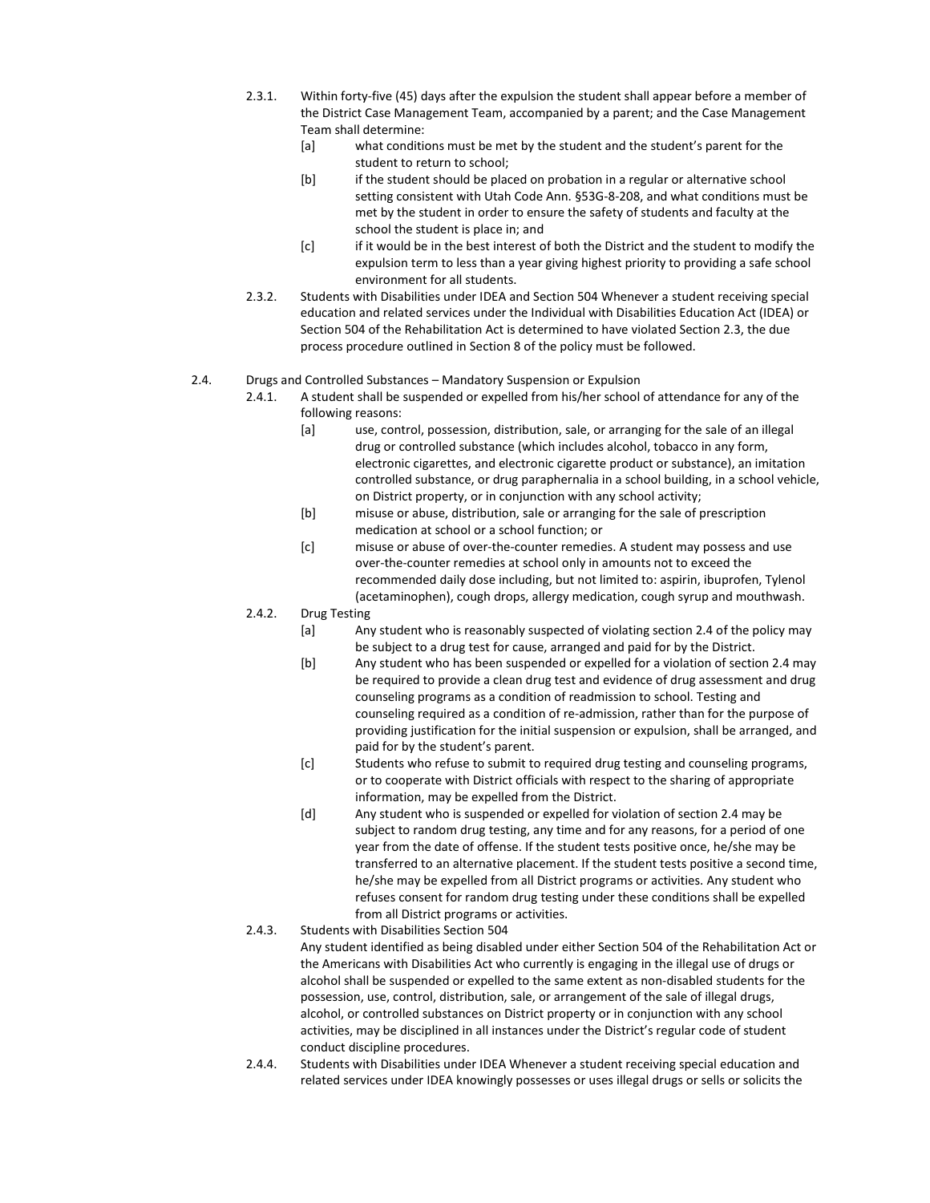2.3.1. Within forty-five (45) days after the expulsion the student shall appear before a member of the District Case Management Team, accompanied by a parent; and the Case Management Team shall determine:

[a] what conditions must be met by the student and the student's parent for the student to return to school;

[b] if the student should be placed on probation in a regular or alternative school setting consistent with Utah Code Ann. §53G-8-208, and what conditions must be met by the student in order to ensure the safety of students and faculty at the school the student is place in; and

[c] if it would be in the best interest of both the District and the student to modify the expulsion term to less than a year giving highest priority to providing a safe school environment for all students.

2.3.2. Students with Disabilities under IDEA and Section 504 Whenever a student receiving special education and related services under the Individual with Disabilities Education Act (IDEA) or Section 504 of the Rehabilitation Act is determined to have violated Section 2.3, the due process procedure outlined in Section 8 of the policy must be followed.

2.4. Drugs and Controlled Substances – Mandatory Suspension or Expulsion

2.4.1. A student shall be suspended or expelled from his/her school of attendance for any of the following reasons:

[a] use, control, possession, distribution, sale, or arranging for the sale of an illegal drug or controlled substance (which includes alcohol, tobacco in any form, electronic cigarettes, and electronic cigarette product or substance), an imitation controlled substance, or drug paraphernalia in a school building, in a school vehicle, on District property, or in conjunction with any school activity;

[b] misuse or abuse, distribution, sale or arranging for the sale of prescription medication at school or a school function; or

[c] misuse or abuse of over-the-counter remedies. A student may possess and use over-the-counter remedies at school only in amounts not to exceed the recommended daily dose including, but not limited to: aspirin, ibuprofen, Tylenol (acetaminophen), cough drops, allergy medication, cough syrup and mouthwash.

2.4.2. Drug Testing

[a] Any student who is reasonably suspected of violating section 2.4 of the policy may be subject to a drug test for cause, arranged and paid for by the District.

[b] Any student who has been suspended or expelled for a violation of section 2.4 may be required to provide a clean drug test and evidence of drug assessment and drug counseling programs as a condition of readmission to school. Testing and counseling required as a condition of re-admission, rather than for the purpose of providing justification for the initial suspension or expulsion, shall be arranged, and paid for by the student's parent.

[c] Students who refuse to submit to required drug testing and counseling programs, or to cooperate with District officials with respect to the sharing of appropriate information, may be expelled from the District.

[d] Any student who is suspended or expelled for violation of section 2.4 may be subject to random drug testing, any time and for any reasons, for a period of one year from the date of offense. If the student tests positive once, he/she may be transferred to an alternative placement. If the student tests positive a second time, he/she may be expelled from all District programs or activities. Any student who refuses consent for random drug testing under these conditions shall be expelled from all District programs or activities.

2.4.3. Students with Disabilities Section 504

Any student identified as being disabled under either Section 504 of the Rehabilitation Act or the Americans with Disabilities Act who currently is engaging in the illegal use of drugs or alcohol shall be suspended or expelled to the same extent as non-disabled students for the possession, use, control, distribution, sale, or arrangement of the sale of illegal drugs, alcohol, or controlled substances on District property or in conjunction with any school activities, may be disciplined in all instances under the District's regular code of student conduct discipline procedures.

2.4.4. Students with Disabilities under IDEA Whenever a student receiving special education and related services under IDEA knowingly possesses or uses illegal drugs or sells or solicits the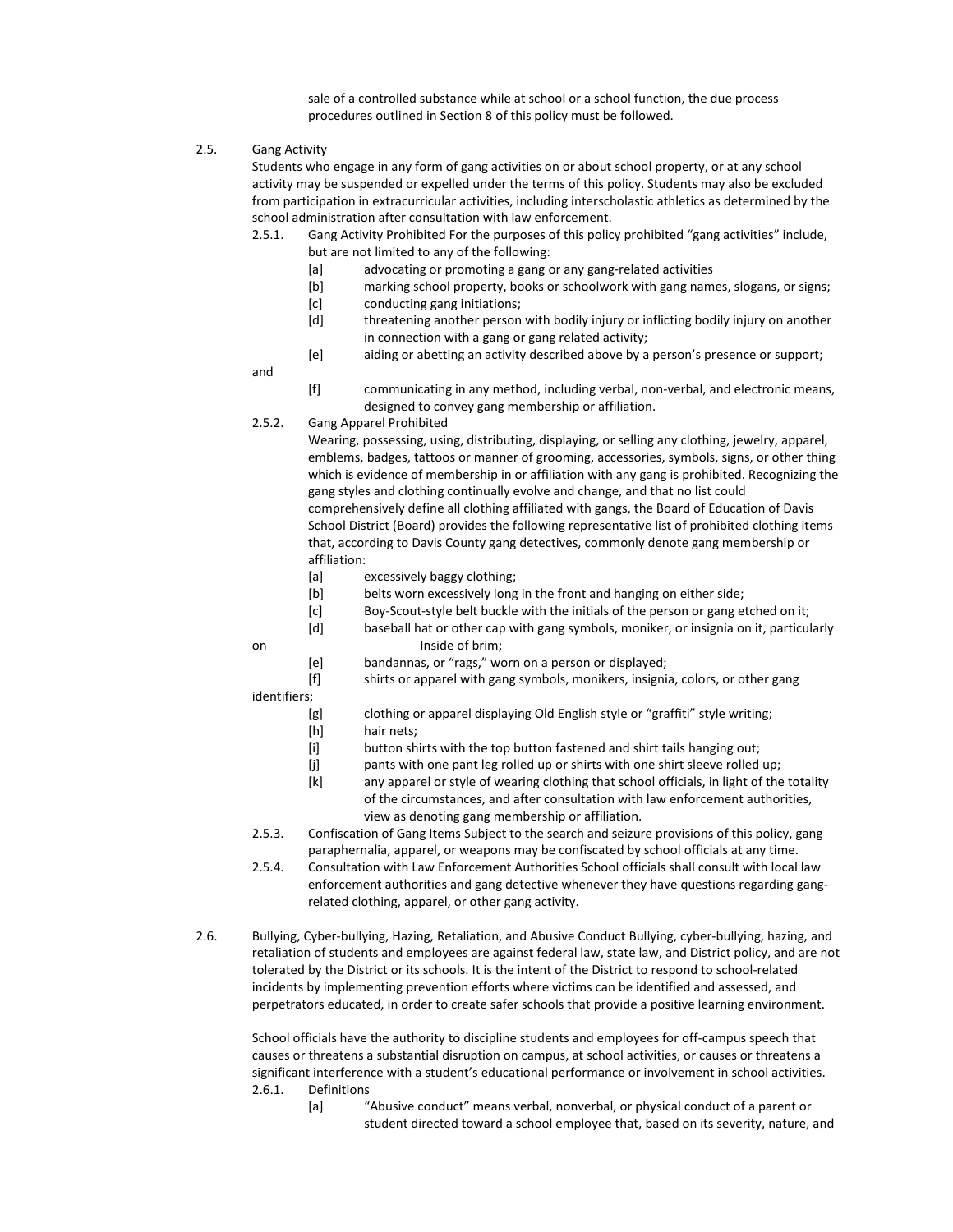sale of a controlled substance while at school or a school function, the due process procedures outlined in Section 8 of this policy must be followed.

2.5. Gang Activity

Students who engage in any form of gang activities on or about school property, or at any school activity may be suspended or expelled under the terms of this policy. Students may also be excluded from participation in extracurricular activities, including interscholastic athletics as determined by the school administration after consultation with law enforcement.

2.5.1. Gang Activity Prohibited For the purposes of this policy prohibited "gang activities" include, but are not limited to any of the following:

[a] advocating or promoting a gang or any gang-related activities

[b] marking school property, books or schoolwork with gang names, slogans, or signs;

[c] conducting gang initiations;

[d] threatening another person with bodily injury or inflicting bodily injury on another in connection with a gang or gang related activity;

[e] aiding or abetting an activity described above by a person's presence or support; and

[f] communicating in any method, including verbal, non-verbal, and electronic means, designed to convey gang membership or affiliation.

2.5.2. Gang Apparel Prohibited

Wearing, possessing, using, distributing, displaying, or selling any clothing, jewelry, apparel, emblems, badges, tattoos or manner of grooming, accessories, symbols, signs, or other thing which is evidence of membership in or affiliation with any gang is prohibited. Recognizing the gang styles and clothing continually evolve and change, and that no list could comprehensively define all clothing affiliated with gangs, the Board of Education of Davis School District (Board) provides the following representative list of prohibited clothing items that, according to Davis County gang detectives, commonly denote gang membership or affiliation:

[a] excessively baggy clothing;

[b] belts worn excessively long in the front and hanging on either side;

[c] Boy-Scout-style belt buckle with the initials of the person or gang etched on it;

[d] baseball hat or other cap with gang symbols, moniker, or insignia on it, particularly on Inside of brim;

[e] bandannas, or "rags," worn on a person or displayed;

[f] shirts or apparel with gang symbols, monikers, insignia, colors, or other gang identifiers;

[g] clothing or apparel displaying Old English style or "graffiti" style writing;

[h] hair nets;

[i] button shirts with the top button fastened and shirt tails hanging out;

[j] pants with one pant leg rolled up or shirts with one shirt sleeve rolled up;

[k] any apparel or style of wearing clothing that school officials, in light of the totality of the circumstances, and after consultation with law enforcement authorities, view as denoting gang membership or affiliation.

2.5.3. Confiscation of Gang Items Subject to the search and seizure provisions of this policy, gang paraphernalia, apparel, or weapons may be confiscated by school officials at any time.

2.5.4. Consultation with Law Enforcement Authorities School officials shall consult with local law enforcement authorities and gang detective whenever they have questions regarding gang-related clothing, apparel, or other gang activity.

2.6. Bullying, Cyber-bullying, Hazing, Retaliation, and Abusive Conduct Bullying, cyber-bullying, hazing, and retaliation of students and employees are against federal law, state law, and District policy, and are not tolerated by the District or its schools. It is the intent of the District to respond to school-related incidents by implementing prevention efforts where victims can be identified and assessed, and perpetrators educated, in order to create safer schools that provide a positive learning environment.

School officials have the authority to discipline students and employees for off-campus speech that causes or threatens a substantial disruption on campus, at school activities, or causes or threatens a significant interference with a student's educational performance or involvement in school activities.

2.6.1. Definitions

[a] "Abusive conduct" means verbal, nonverbal, or physical conduct of a parent or student directed toward a school employee that, based on its severity, nature, and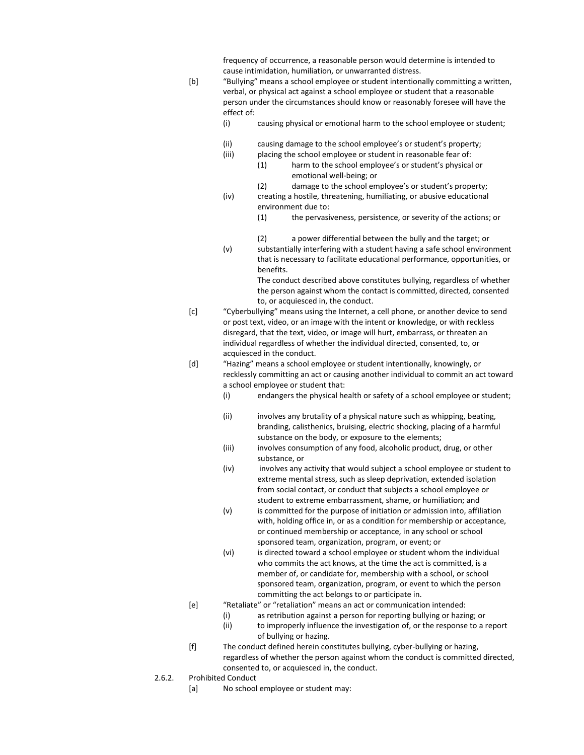frequency of occurrence, a reasonable person would determine is intended to cause intimidation, humiliation, or unwarranted distress.

[b] "Bullying" means a school employee or student intentionally committing a written, verbal, or physical act against a school employee or student that a reasonable person under the circumstances should know or reasonably foresee will have the effect of:

- (i) causing physical or emotional harm to the school employee or student;
- (ii) causing damage to the school employee's or student's property;
- (iii) placing the school employee or student in reasonable fear of:
  - (1) harm to the school employee's or student's physical or emotional well-being; or
  - (2) damage to the school employee's or student's property;
- (iv) creating a hostile, threatening, humiliating, or abusive educational environment due to:
  - (1) the pervasiveness, persistence, or severity of the actions; or
  - (2) a power differential between the bully and the target; or
- (v) substantially interfering with a student having a safe school environment that is necessary to facilitate educational performance, opportunities, or benefits.

  The conduct described above constitutes bullying, regardless of whether the person against whom the contact is committed, directed, consented to, or acquiesced in, the conduct.

[c] "Cyberbullying" means using the Internet, a cell phone, or another device to send or post text, video, or an image with the intent or knowledge, or with reckless disregard, that the text, video, or image will hurt, embarrass, or threaten an individual regardless of whether the individual directed, consented, to, or acquiesced in the conduct.

[d] "Hazing" means a school employee or student intentionally, knowingly, or recklessly committing an act or causing another individual to commit an act toward a school employee or student that:

- (i) endangers the physical health or safety of a school employee or student;
- (ii) involves any brutality of a physical nature such as whipping, beating, branding, calisthenics, bruising, electric shocking, placing of a harmful substance on the body, or exposure to the elements;
- (iii) involves consumption of any food, alcoholic product, drug, or other substance, or
- (iv) involves any activity that would subject a school employee or student to extreme mental stress, such as sleep deprivation, extended isolation from social contact, or conduct that subjects a school employee or student to extreme embarrassment, shame, or humiliation; and
- (v) is committed for the purpose of initiation or admission into, affiliation with, holding office in, or as a condition for membership or acceptance, or continued membership or acceptance, in any school or school sponsored team, organization, program, or event; or
- (vi) is directed toward a school employee or student whom the individual who commits the act knows, at the time the act is committed, is a member of, or candidate for, membership with a school, or school sponsored team, organization, program, or event to which the person committing the act belongs to or participate in.

[e] "Retaliate" or "retaliation" means an act or communication intended:

- (i) as retribution against a person for reporting bullying or hazing; or
- (ii) to improperly influence the investigation of, or the response to a report of bullying or hazing.

[f] The conduct defined herein constitutes bullying, cyber-bullying or hazing, regardless of whether the person against whom the conduct is committed directed, consented to, or acquiesced in, the conduct.

2.6.2. Prohibited Conduct

[a] No school employee or student may: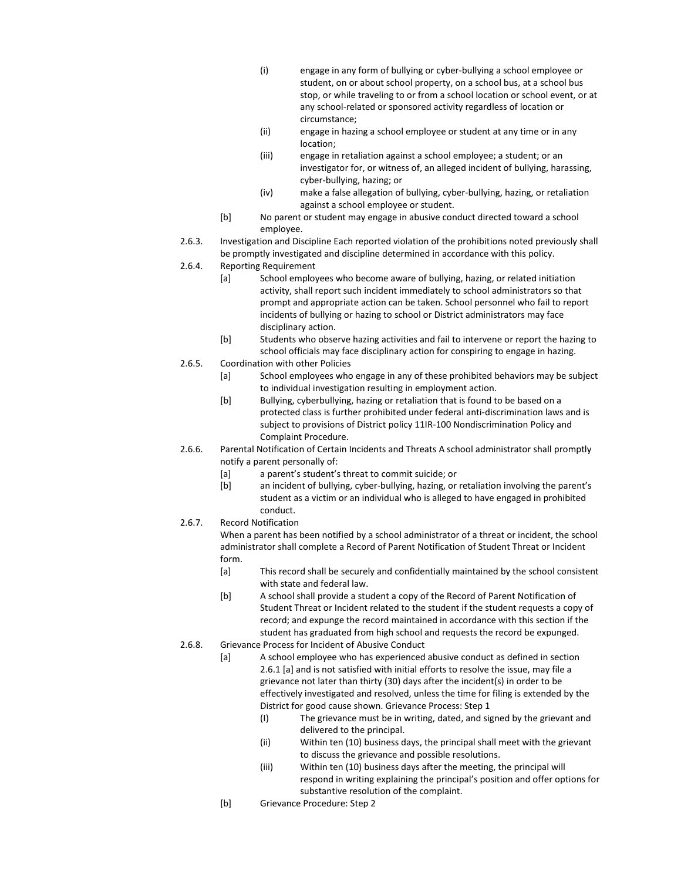(i) engage in any form of bullying or cyber-bullying a school employee or student, on or about school property, on a school bus, at a school bus stop, or while traveling to or from a school location or school event, or at any school-related or sponsored activity regardless of location or circumstance;

(ii) engage in hazing a school employee or student at any time or in any location;

(iii) engage in retaliation against a school employee; a student; or an investigator for, or witness of, an alleged incident of bullying, harassing, cyber-bullying, hazing; or

(iv) make a false allegation of bullying, cyber-bullying, hazing, or retaliation against a school employee or student.

[b] No parent or student may engage in abusive conduct directed toward a school employee.

2.6.3. Investigation and Discipline Each reported violation of the prohibitions noted previously shall be promptly investigated and discipline determined in accordance with this policy.

2.6.4. Reporting Requirement

[a] School employees who become aware of bullying, hazing, or related initiation activity, shall report such incident immediately to school administrators so that prompt and appropriate action can be taken. School personnel who fail to report incidents of bullying or hazing to school or District administrators may face disciplinary action.

[b] Students who observe hazing activities and fail to intervene or report the hazing to school officials may face disciplinary action for conspiring to engage in hazing.

2.6.5. Coordination with other Policies

[a] School employees who engage in any of these prohibited behaviors may be subject to individual investigation resulting in employment action.

[b] Bullying, cyberbullying, hazing or retaliation that is found to be based on a protected class is further prohibited under federal anti-discrimination laws and is subject to provisions of District policy 11IR-100 Nondiscrimination Policy and Complaint Procedure.

2.6.6. Parental Notification of Certain Incidents and Threats A school administrator shall promptly notify a parent personally of:

[a] a parent's student's threat to commit suicide; or

[b] an incident of bullying, cyber-bullying, hazing, or retaliation involving the parent's student as a victim or an individual who is alleged to have engaged in prohibited conduct.

2.6.7. Record Notification

When a parent has been notified by a school administrator of a threat or incident, the school administrator shall complete a Record of Parent Notification of Student Threat or Incident form.

[a] This record shall be securely and confidentially maintained by the school consistent with state and federal law.

[b] A school shall provide a student a copy of the Record of Parent Notification of Student Threat or Incident related to the student if the student requests a copy of record; and expunge the record maintained in accordance with this section if the student has graduated from high school and requests the record be expunged.

2.6.8. Grievance Process for Incident of Abusive Conduct

[a] A school employee who has experienced abusive conduct as defined in section 2.6.1 [a] and is not satisfied with initial efforts to resolve the issue, may file a grievance not later than thirty (30) days after the incident(s) in order to be effectively investigated and resolved, unless the time for filing is extended by the District for good cause shown. Grievance Process: Step 1

(I) The grievance must be in writing, dated, and signed by the grievant and delivered to the principal.

(ii) Within ten (10) business days, the principal shall meet with the grievant to discuss the grievance and possible resolutions.

(iii) Within ten (10) business days after the meeting, the principal will respond in writing explaining the principal's position and offer options for substantive resolution of the complaint.

[b] Grievance Procedure: Step 2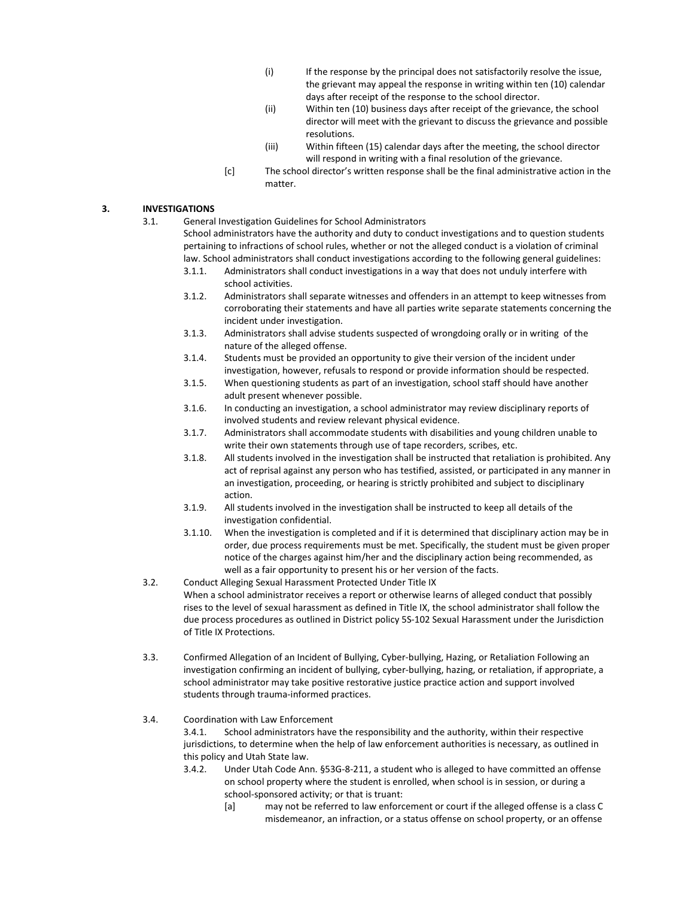(i) If the response by the principal does not satisfactorily resolve the issue, the grievant may appeal the response in writing within ten (10) calendar days after receipt of the response to the school director.

(ii) Within ten (10) business days after receipt of the grievance, the school director will meet with the grievant to discuss the grievance and possible resolutions.

(iii) Within fifteen (15) calendar days after the meeting, the school director will respond in writing with a final resolution of the grievance.

[c] The school director's written response shall be the final administrative action in the matter.

## 3. INVESTIGATIONS

3.1. General Investigation Guidelines for School Administrators

School administrators have the authority and duty to conduct investigations and to question students pertaining to infractions of school rules, whether or not the alleged conduct is a violation of criminal law. School administrators shall conduct investigations according to the following general guidelines:

3.1.1. Administrators shall conduct investigations in a way that does not unduly interfere with school activities.

3.1.2. Administrators shall separate witnesses and offenders in an attempt to keep witnesses from corroborating their statements and have all parties write separate statements concerning the incident under investigation.

3.1.3. Administrators shall advise students suspected of wrongdoing orally or in writing of the nature of the alleged offense.

3.1.4. Students must be provided an opportunity to give their version of the incident under investigation, however, refusals to respond or provide information should be respected.

3.1.5. When questioning students as part of an investigation, school staff should have another adult present whenever possible.

3.1.6. In conducting an investigation, a school administrator may review disciplinary reports of involved students and review relevant physical evidence.

3.1.7. Administrators shall accommodate students with disabilities and young children unable to write their own statements through use of tape recorders, scribes, etc.

3.1.8. All students involved in the investigation shall be instructed that retaliation is prohibited. Any act of reprisal against any person who has testified, assisted, or participated in any manner in an investigation, proceeding, or hearing is strictly prohibited and subject to disciplinary action.

3.1.9. All students involved in the investigation shall be instructed to keep all details of the investigation confidential.

3.1.10. When the investigation is completed and if it is determined that disciplinary action may be in order, due process requirements must be met. Specifically, the student must be given proper notice of the charges against him/her and the disciplinary action being recommended, as well as a fair opportunity to present his or her version of the facts.

3.2. Conduct Alleging Sexual Harassment Protected Under Title IX

When a school administrator receives a report or otherwise learns of alleged conduct that possibly rises to the level of sexual harassment as defined in Title IX, the school administrator shall follow the due process procedures as outlined in District policy 5S-102 Sexual Harassment under the Jurisdiction of Title IX Protections.

3.3. Confirmed Allegation of an Incident of Bullying, Cyber-bullying, Hazing, or Retaliation Following an investigation confirming an incident of bullying, cyber-bullying, hazing, or retaliation, if appropriate, a school administrator may take positive restorative justice practice action and support involved students through trauma-informed practices.

3.4. Coordination with Law Enforcement

3.4.1. School administrators have the responsibility and the authority, within their respective jurisdictions, to determine when the help of law enforcement authorities is necessary, as outlined in this policy and Utah State law.

3.4.2. Under Utah Code Ann. §53G-8-211, a student who is alleged to have committed an offense on school property where the student is enrolled, when school is in session, or during a school-sponsored activity; or that is truant:

[a] may not be referred to law enforcement or court if the alleged offense is a class C misdemeanor, an infraction, or a status offense on school property, or an offense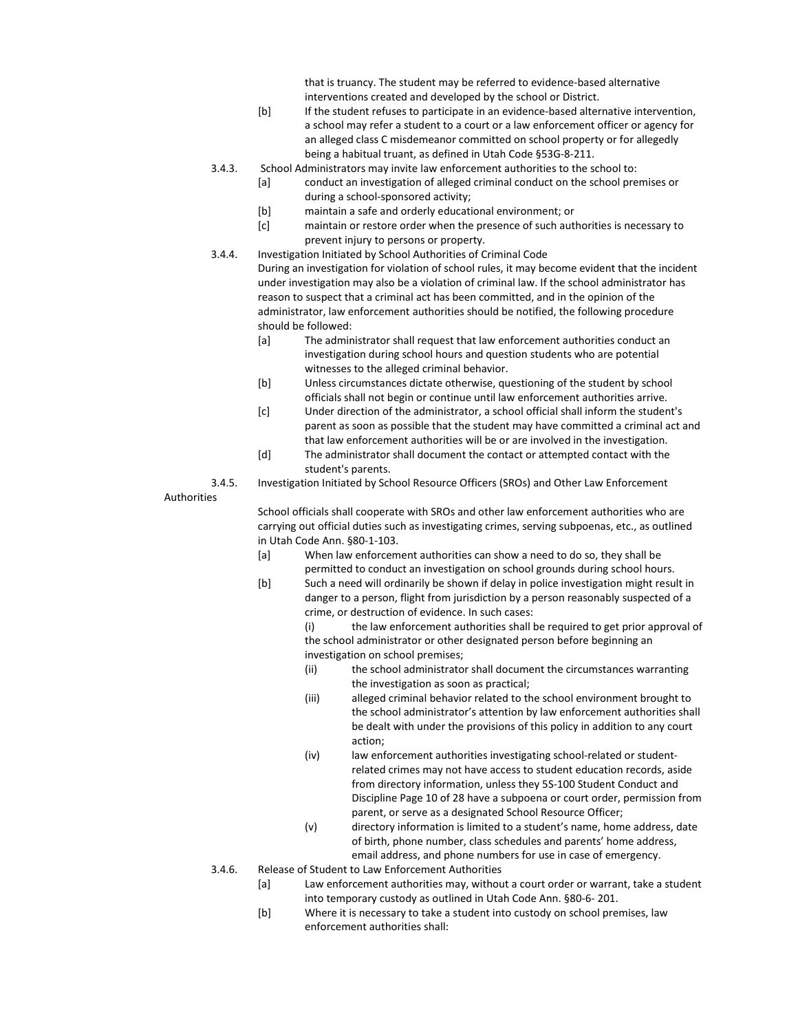that is truancy. The student may be referred to evidence-based alternative interventions created and developed by the school or District.

[b] If the student refuses to participate in an evidence-based alternative intervention, a school may refer a student to a court or a law enforcement officer or agency for an alleged class C misdemeanor committed on school property or for allegedly being a habitual truant, as defined in Utah Code §53G-8-211.

3.4.3. School Administrators may invite law enforcement authorities to the school to:

[a] conduct an investigation of alleged criminal conduct on the school premises or during a school-sponsored activity;

[b] maintain a safe and orderly educational environment; or

[c] maintain or restore order when the presence of such authorities is necessary to prevent injury to persons or property.

3.4.4. Investigation Initiated by School Authorities of Criminal Code

During an investigation for violation of school rules, it may become evident that the incident under investigation may also be a violation of criminal law. If the school administrator has reason to suspect that a criminal act has been committed, and in the opinion of the administrator, law enforcement authorities should be notified, the following procedure should be followed:

[a] The administrator shall request that law enforcement authorities conduct an investigation during school hours and question students who are potential witnesses to the alleged criminal behavior.

[b] Unless circumstances dictate otherwise, questioning of the student by school officials shall not begin or continue until law enforcement authorities arrive.

[c] Under direction of the administrator, a school official shall inform the student's parent as soon as possible that the student may have committed a criminal act and that law enforcement authorities will be or are involved in the investigation.

[d] The administrator shall document the contact or attempted contact with the student's parents.

3.4.5. Investigation Initiated by School Resource Officers (SROs) and Other Law Enforcement Authorities

School officials shall cooperate with SROs and other law enforcement authorities who are carrying out official duties such as investigating crimes, serving subpoenas, etc., as outlined in Utah Code Ann. §80-1-103.

[a] When law enforcement authorities can show a need to do so, they shall be permitted to conduct an investigation on school grounds during school hours.

[b] Such a need will ordinarily be shown if delay in police investigation might result in danger to a person, flight from jurisdiction by a person reasonably suspected of a crime, or destruction of evidence. In such cases:

(i) the law enforcement authorities shall be required to get prior approval of the school administrator or other designated person before beginning an investigation on school premises;

(ii) the school administrator shall document the circumstances warranting the investigation as soon as practical;

(iii) alleged criminal behavior related to the school environment brought to the school administrator's attention by law enforcement authorities shall be dealt with under the provisions of this policy in addition to any court action;

(iv) law enforcement authorities investigating school-related or student-related crimes may not have access to student education records, aside from directory information, unless they 5S-100 Student Conduct and Discipline Page 10 of 28 have a subpoena or court order, permission from parent, or serve as a designated School Resource Officer;

(v) directory information is limited to a student's name, home address, date of birth, phone number, class schedules and parents' home address, email address, and phone numbers for use in case of emergency.

3.4.6. Release of Student to Law Enforcement Authorities

[a] Law enforcement authorities may, without a court order or warrant, take a student into temporary custody as outlined in Utah Code Ann. §80-6- 201.

[b] Where it is necessary to take a student into custody on school premises, law enforcement authorities shall: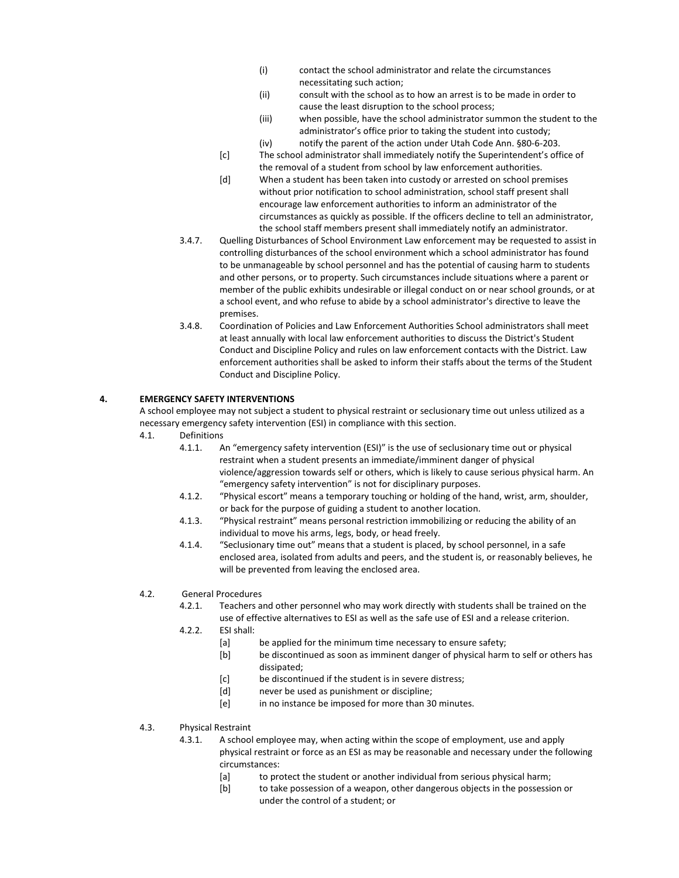(i) contact the school administrator and relate the circumstances necessitating such action;
(ii) consult with the school as to how an arrest is to be made in order to cause the least disruption to the school process;
(iii) when possible, have the school administrator summon the student to the administrator's office prior to taking the student into custody;
(iv) notify the parent of the action under Utah Code Ann. §80-6-203.

[c] The school administrator shall immediately notify the Superintendent's office of the removal of a student from school by law enforcement authorities.

[d] When a student has been taken into custody or arrested on school premises without prior notification to school administration, school staff present shall encourage law enforcement authorities to inform an administrator of the circumstances as quickly as possible. If the officers decline to tell an administrator, the school staff members present shall immediately notify an administrator.

3.4.7. Quelling Disturbances of School Environment Law enforcement may be requested to assist in controlling disturbances of the school environment which a school administrator has found to be unmanageable by school personnel and has the potential of causing harm to students and other persons, or to property. Such circumstances include situations where a parent or member of the public exhibits undesirable or illegal conduct on or near school grounds, or at a school event, and who refuse to abide by a school administrator's directive to leave the premises.

3.4.8. Coordination of Policies and Law Enforcement Authorities School administrators shall meet at least annually with local law enforcement authorities to discuss the District's Student Conduct and Discipline Policy and rules on law enforcement contacts with the District. Law enforcement authorities shall be asked to inform their staffs about the terms of the Student Conduct and Discipline Policy.

## 4. EMERGENCY SAFETY INTERVENTIONS

A school employee may not subject a student to physical restraint or seclusionary time out unless utilized as a necessary emergency safety intervention (ESI) in compliance with this section.

4.1. Definitions

4.1.1. An "emergency safety intervention (ESI)" is the use of seclusionary time out or physical restraint when a student presents an immediate/imminent danger of physical violence/aggression towards self or others, which is likely to cause serious physical harm. An "emergency safety intervention" is not for disciplinary purposes.

4.1.2. "Physical escort" means a temporary touching or holding of the hand, wrist, arm, shoulder, or back for the purpose of guiding a student to another location.

4.1.3. "Physical restraint" means personal restriction immobilizing or reducing the ability of an individual to move his arms, legs, body, or head freely.

4.1.4. "Seclusionary time out" means that a student is placed, by school personnel, in a safe enclosed area, isolated from adults and peers, and the student is, or reasonably believes, he will be prevented from leaving the enclosed area.

4.2. General Procedures

4.2.1. Teachers and other personnel who may work directly with students shall be trained on the use of effective alternatives to ESI as well as the safe use of ESI and a release criterion.

4.2.2. ESI shall:

[a] be applied for the minimum time necessary to ensure safety;
[b] be discontinued as soon as imminent danger of physical harm to self or others has dissipated;
[c] be discontinued if the student is in severe distress;
[d] never be used as punishment or discipline;
[e] in no instance be imposed for more than 30 minutes.

4.3. Physical Restraint

4.3.1. A school employee may, when acting within the scope of employment, use and apply physical restraint or force as an ESI as may be reasonable and necessary under the following circumstances:

[a] to protect the student or another individual from serious physical harm;
[b] to take possession of a weapon, other dangerous objects in the possession or under the control of a student; or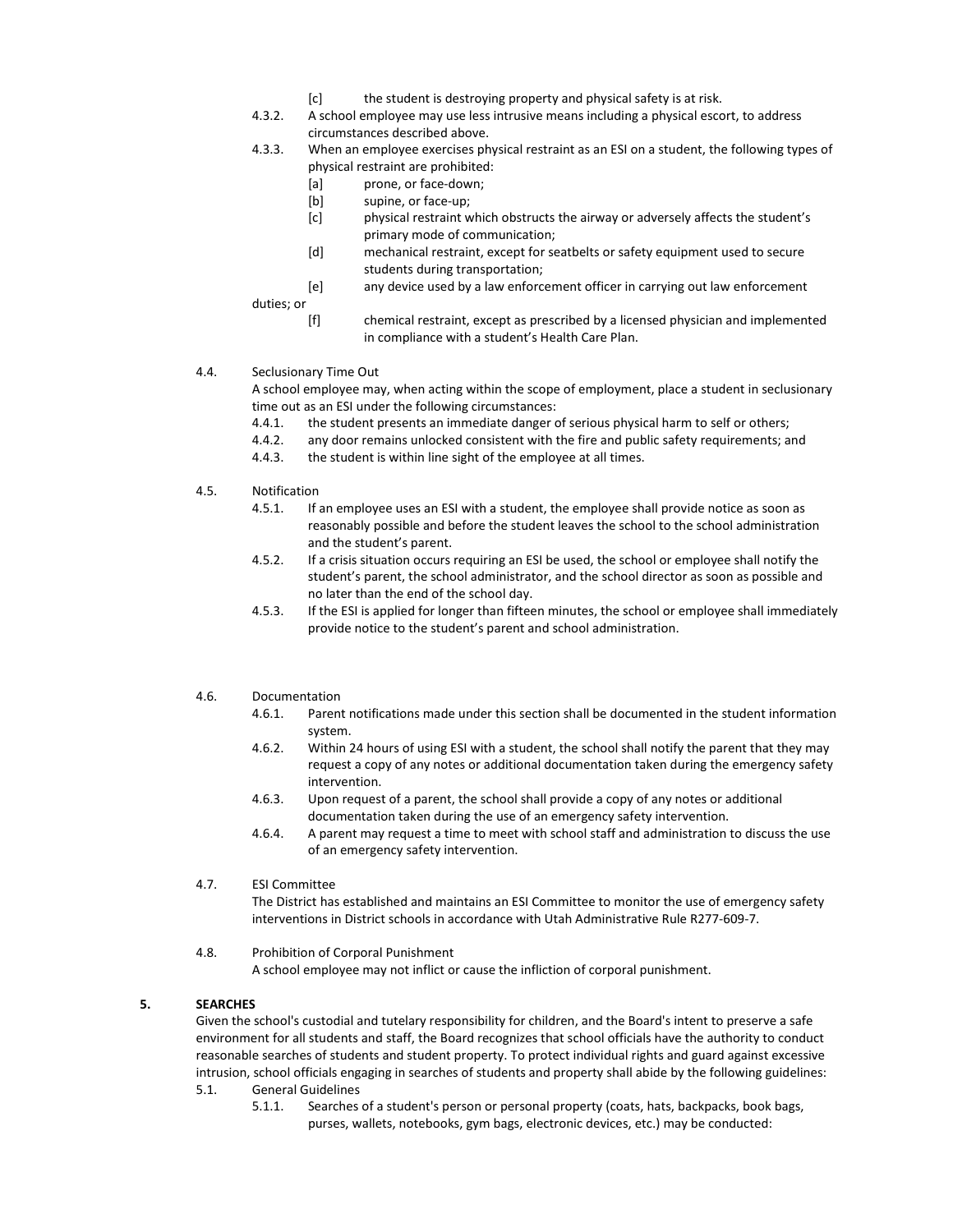[c] the student is destroying property and physical safety is at risk.

4.3.2. A school employee may use less intrusive means including a physical escort, to address circumstances described above.

4.3.3. When an employee exercises physical restraint as an ESI on a student, the following types of physical restraint are prohibited:

[a] prone, or face-down;

[b] supine, or face-up;

[c] physical restraint which obstructs the airway or adversely affects the student's primary mode of communication;

[d] mechanical restraint, except for seatbelts or safety equipment used to secure students during transportation;

[e] any device used by a law enforcement officer in carrying out law enforcement duties; or

[f] chemical restraint, except as prescribed by a licensed physician and implemented in compliance with a student's Health Care Plan.

4.4. Seclusionary Time Out

A school employee may, when acting within the scope of employment, place a student in seclusionary time out as an ESI under the following circumstances:

4.4.1. the student presents an immediate danger of serious physical harm to self or others;

4.4.2. any door remains unlocked consistent with the fire and public safety requirements; and

4.4.3. the student is within line sight of the employee at all times.

4.5. Notification

4.5.1. If an employee uses an ESI with a student, the employee shall provide notice as soon as reasonably possible and before the student leaves the school to the school administration and the student's parent.

4.5.2. If a crisis situation occurs requiring an ESI be used, the school or employee shall notify the student's parent, the school administrator, and the school director as soon as possible and no later than the end of the school day.

4.5.3. If the ESI is applied for longer than fifteen minutes, the school or employee shall immediately provide notice to the student's parent and school administration.

4.6. Documentation

4.6.1. Parent notifications made under this section shall be documented in the student information system.

4.6.2. Within 24 hours of using ESI with a student, the school shall notify the parent that they may request a copy of any notes or additional documentation taken during the emergency safety intervention.

4.6.3. Upon request of a parent, the school shall provide a copy of any notes or additional documentation taken during the use of an emergency safety intervention.

4.6.4. A parent may request a time to meet with school staff and administration to discuss the use of an emergency safety intervention.

4.7. ESI Committee

The District has established and maintains an ESI Committee to monitor the use of emergency safety interventions in District schools in accordance with Utah Administrative Rule R277-609-7.

4.8. Prohibition of Corporal Punishment

A school employee may not inflict or cause the infliction of corporal punishment.

**5. SEARCHES**

Given the school's custodial and tutelary responsibility for children, and the Board's intent to preserve a safe environment for all students and staff, the Board recognizes that school officials have the authority to conduct reasonable searches of students and student property. To protect individual rights and guard against excessive intrusion, school officials engaging in searches of students and property shall abide by the following guidelines:

5.1. General Guidelines

5.1.1. Searches of a student's person or personal property (coats, hats, backpacks, book bags, purses, wallets, notebooks, gym bags, electronic devices, etc.) may be conducted: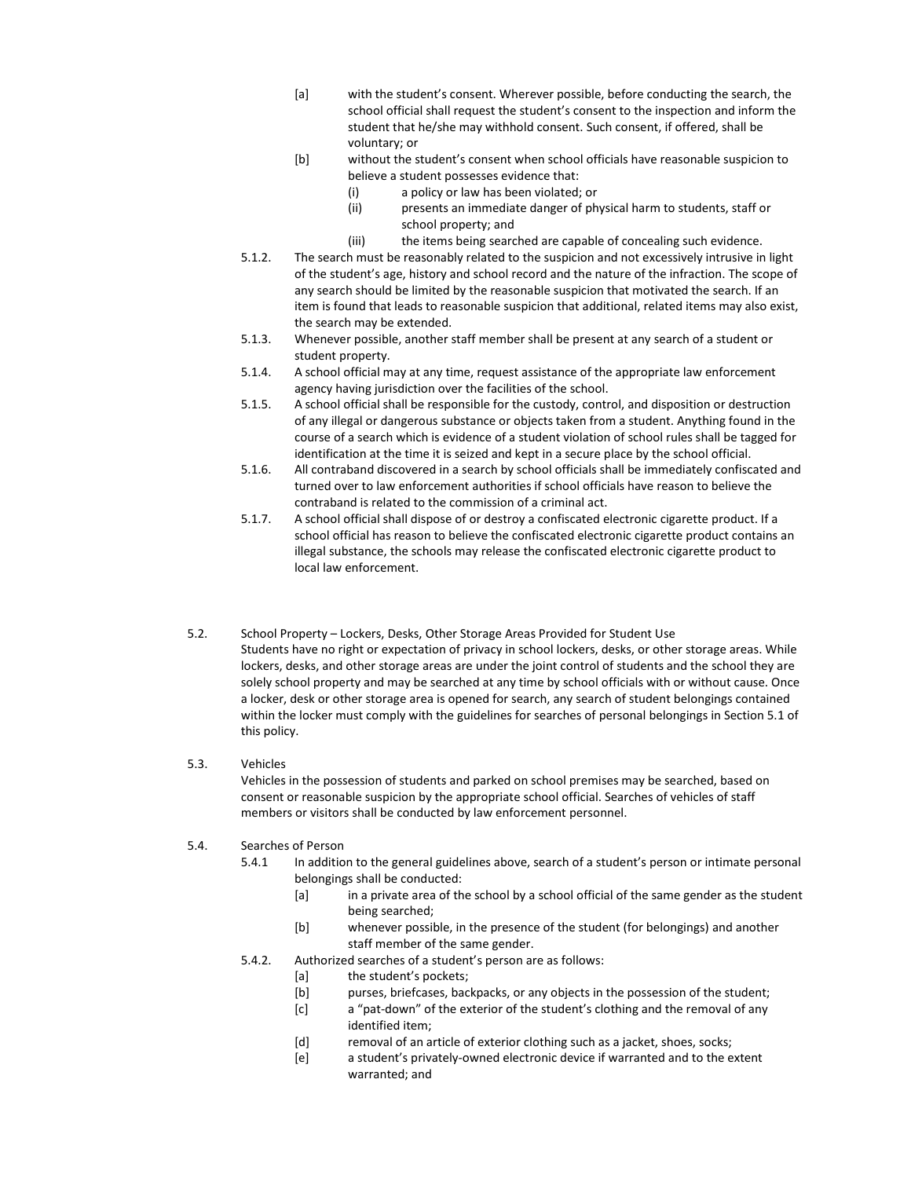[a] with the student's consent. Wherever possible, before conducting the search, the school official shall request the student's consent to the inspection and inform the student that he/she may withhold consent. Such consent, if offered, shall be voluntary; or

[b] without the student's consent when school officials have reasonable suspicion to believe a student possesses evidence that:

(i) a policy or law has been violated; or

(ii) presents an immediate danger of physical harm to students, staff or school property; and

(iii) the items being searched are capable of concealing such evidence.

5.1.2. The search must be reasonably related to the suspicion and not excessively intrusive in light of the student's age, history and school record and the nature of the infraction. The scope of any search should be limited by the reasonable suspicion that motivated the search. If an item is found that leads to reasonable suspicion that additional, related items may also exist, the search may be extended.

5.1.3. Whenever possible, another staff member shall be present at any search of a student or student property.

5.1.4. A school official may at any time, request assistance of the appropriate law enforcement agency having jurisdiction over the facilities of the school.

5.1.5. A school official shall be responsible for the custody, control, and disposition or destruction of any illegal or dangerous substance or objects taken from a student. Anything found in the course of a search which is evidence of a student violation of school rules shall be tagged for identification at the time it is seized and kept in a secure place by the school official.

5.1.6. All contraband discovered in a search by school officials shall be immediately confiscated and turned over to law enforcement authorities if school officials have reason to believe the contraband is related to the commission of a criminal act.

5.1.7. A school official shall dispose of or destroy a confiscated electronic cigarette product. If a school official has reason to believe the confiscated electronic cigarette product contains an illegal substance, the schools may release the confiscated electronic cigarette product to local law enforcement.

5.2. School Property – Lockers, Desks, Other Storage Areas Provided for Student Use

Students have no right or expectation of privacy in school lockers, desks, or other storage areas. While lockers, desks, and other storage areas are under the joint control of students and the school they are solely school property and may be searched at any time by school officials with or without cause. Once a locker, desk or other storage area is opened for search, any search of student belongings contained within the locker must comply with the guidelines for searches of personal belongings in Section 5.1 of this policy.

5.3. Vehicles

Vehicles in the possession of students and parked on school premises may be searched, based on consent or reasonable suspicion by the appropriate school official. Searches of vehicles of staff members or visitors shall be conducted by law enforcement personnel.

5.4. Searches of Person

5.4.1 In addition to the general guidelines above, search of a student's person or intimate personal belongings shall be conducted:

[a] in a private area of the school by a school official of the same gender as the student being searched;

[b] whenever possible, in the presence of the student (for belongings) and another staff member of the same gender.

5.4.2. Authorized searches of a student's person are as follows:

[a] the student's pockets;

[b] purses, briefcases, backpacks, or any objects in the possession of the student;

[c] a "pat-down" of the exterior of the student's clothing and the removal of any identified item;

[d] removal of an article of exterior clothing such as a jacket, shoes, socks;

[e] a student's privately-owned electronic device if warranted and to the extent warranted; and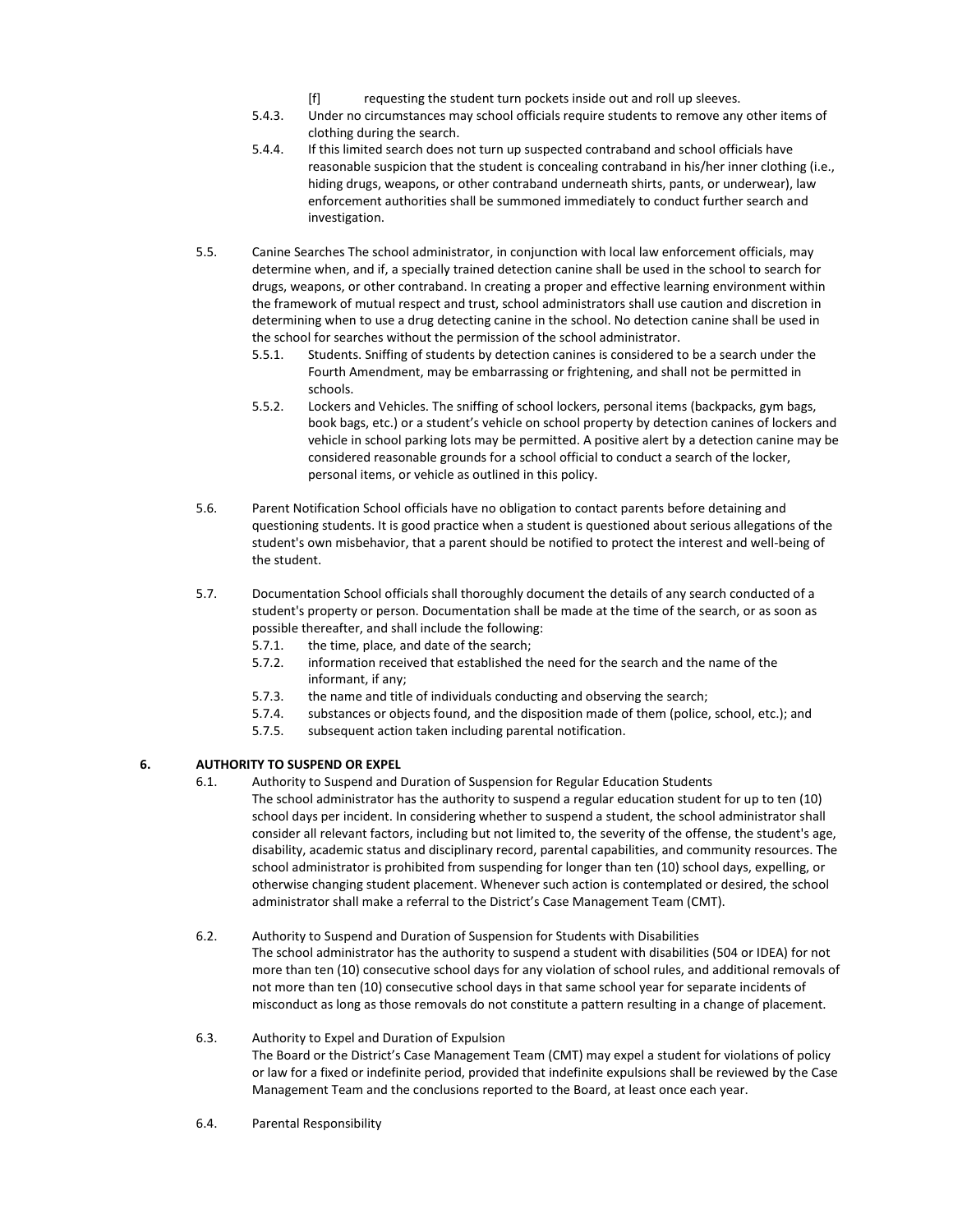[f] requesting the student turn pockets inside out and roll up sleeves.

5.4.3. Under no circumstances may school officials require students to remove any other items of clothing during the search.

5.4.4. If this limited search does not turn up suspected contraband and school officials have reasonable suspicion that the student is concealing contraband in his/her inner clothing (i.e., hiding drugs, weapons, or other contraband underneath shirts, pants, or underwear), law enforcement authorities shall be summoned immediately to conduct further search and investigation.

5.5. Canine Searches The school administrator, in conjunction with local law enforcement officials, may determine when, and if, a specially trained detection canine shall be used in the school to search for drugs, weapons, or other contraband. In creating a proper and effective learning environment within the framework of mutual respect and trust, school administrators shall use caution and discretion in determining when to use a drug detecting canine in the school. No detection canine shall be used in the school for searches without the permission of the school administrator.

5.5.1. Students. Sniffing of students by detection canines is considered to be a search under the Fourth Amendment, may be embarrassing or frightening, and shall not be permitted in schools.

5.5.2. Lockers and Vehicles. The sniffing of school lockers, personal items (backpacks, gym bags, book bags, etc.) or a student's vehicle on school property by detection canines of lockers and vehicle in school parking lots may be permitted. A positive alert by a detection canine may be considered reasonable grounds for a school official to conduct a search of the locker, personal items, or vehicle as outlined in this policy.

5.6. Parent Notification School officials have no obligation to contact parents before detaining and questioning students. It is good practice when a student is questioned about serious allegations of the student's own misbehavior, that a parent should be notified to protect the interest and well-being of the student.

5.7. Documentation School officials shall thoroughly document the details of any search conducted of a student's property or person. Documentation shall be made at the time of the search, or as soon as possible thereafter, and shall include the following:

5.7.1. the time, place, and date of the search;

5.7.2. information received that established the need for the search and the name of the informant, if any;

5.7.3. the name and title of individuals conducting and observing the search;

5.7.4. substances or objects found, and the disposition made of them (police, school, etc.); and

5.7.5. subsequent action taken including parental notification.

## 6. AUTHORITY TO SUSPEND OR EXPEL

6.1. Authority to Suspend and Duration of Suspension for Regular Education Students
The school administrator has the authority to suspend a regular education student for up to ten (10) school days per incident. In considering whether to suspend a student, the school administrator shall consider all relevant factors, including but not limited to, the severity of the offense, the student's age, disability, academic status and disciplinary record, parental capabilities, and community resources. The school administrator is prohibited from suspending for longer than ten (10) school days, expelling, or otherwise changing student placement. Whenever such action is contemplated or desired, the school administrator shall make a referral to the District's Case Management Team (CMT).

6.2. Authority to Suspend and Duration of Suspension for Students with Disabilities
The school administrator has the authority to suspend a student with disabilities (504 or IDEA) for not more than ten (10) consecutive school days for any violation of school rules, and additional removals of not more than ten (10) consecutive school days in that same school year for separate incidents of misconduct as long as those removals do not constitute a pattern resulting in a change of placement.

6.3. Authority to Expel and Duration of Expulsion
The Board or the District's Case Management Team (CMT) may expel a student for violations of policy or law for a fixed or indefinite period, provided that indefinite expulsions shall be reviewed by the Case Management Team and the conclusions reported to the Board, at least once each year.

6.4. Parental Responsibility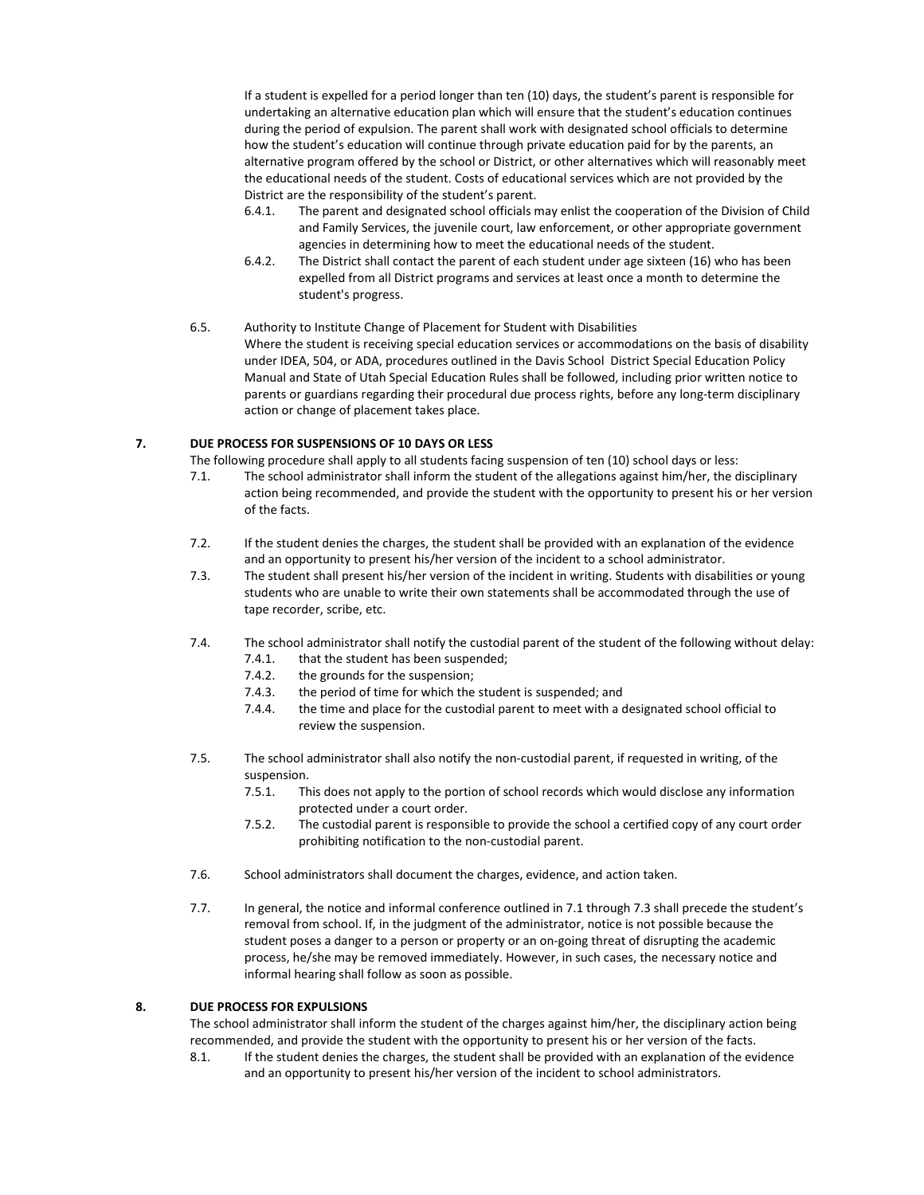If a student is expelled for a period longer than ten (10) days, the student's parent is responsible for undertaking an alternative education plan which will ensure that the student's education continues during the period of expulsion. The parent shall work with designated school officials to determine how the student's education will continue through private education paid for by the parents, an alternative program offered by the school or District, or other alternatives which will reasonably meet the educational needs of the student. Costs of educational services which are not provided by the District are the responsibility of the student's parent.

- 6.4.1. The parent and designated school officials may enlist the cooperation of the Division of Child and Family Services, the juvenile court, law enforcement, or other appropriate government agencies in determining how to meet the educational needs of the student.
- 6.4.2. The District shall contact the parent of each student under age sixteen (16) who has been expelled from all District programs and services at least once a month to determine the student's progress.

6.5. Authority to Institute Change of Placement for Student with Disabilities
Where the student is receiving special education services or accommodations on the basis of disability under IDEA, 504, or ADA, procedures outlined in the Davis School District Special Education Policy Manual and State of Utah Special Education Rules shall be followed, including prior written notice to parents or guardians regarding their procedural due process rights, before any long-term disciplinary action or change of placement takes place.

## 7. DUE PROCESS FOR SUSPENSIONS OF 10 DAYS OR LESS

The following procedure shall apply to all students facing suspension of ten (10) school days or less:

7.1. The school administrator shall inform the student of the allegations against him/her, the disciplinary action being recommended, and provide the student with the opportunity to present his or her version of the facts.

7.2. If the student denies the charges, the student shall be provided with an explanation of the evidence and an opportunity to present his/her version of the incident to a school administrator.

7.3. The student shall present his/her version of the incident in writing. Students with disabilities or young students who are unable to write their own statements shall be accommodated through the use of tape recorder, scribe, etc.

7.4. The school administrator shall notify the custodial parent of the student of the following without delay:

- 7.4.1. that the student has been suspended;
- 7.4.2. the grounds for the suspension;
- 7.4.3. the period of time for which the student is suspended; and
- 7.4.4. the time and place for the custodial parent to meet with a designated school official to review the suspension.

7.5. The school administrator shall also notify the non-custodial parent, if requested in writing, of the suspension.

- 7.5.1. This does not apply to the portion of school records which would disclose any information protected under a court order.
- 7.5.2. The custodial parent is responsible to provide the school a certified copy of any court order prohibiting notification to the non-custodial parent.

7.6. School administrators shall document the charges, evidence, and action taken.

7.7. In general, the notice and informal conference outlined in 7.1 through 7.3 shall precede the student's removal from school. If, in the judgment of the administrator, notice is not possible because the student poses a danger to a person or property or an on-going threat of disrupting the academic process, he/she may be removed immediately. However, in such cases, the necessary notice and informal hearing shall follow as soon as possible.

## 8. DUE PROCESS FOR EXPULSIONS

The school administrator shall inform the student of the charges against him/her, the disciplinary action being recommended, and provide the student with the opportunity to present his or her version of the facts.

8.1. If the student denies the charges, the student shall be provided with an explanation of the evidence and an opportunity to present his/her version of the incident to school administrators.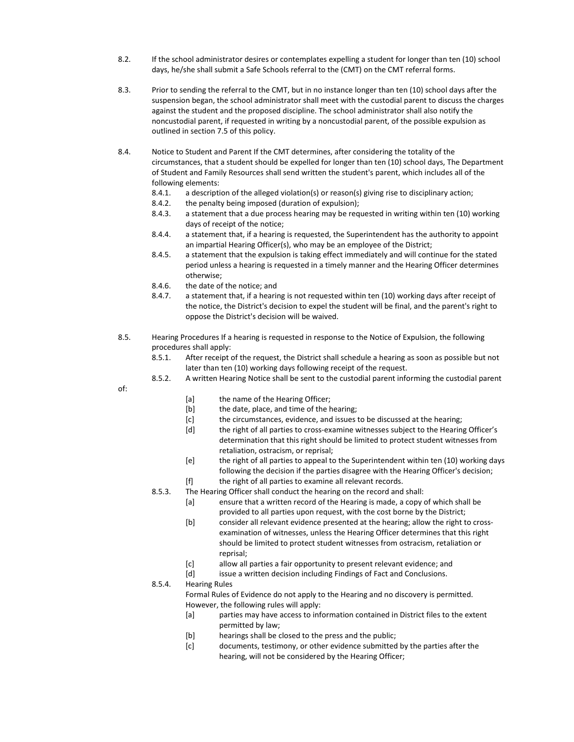8.2. If the school administrator desires or contemplates expelling a student for longer than ten (10) school days, he/she shall submit a Safe Schools referral to the (CMT) on the CMT referral forms.

8.3. Prior to sending the referral to the CMT, but in no instance longer than ten (10) school days after the suspension began, the school administrator shall meet with the custodial parent to discuss the charges against the student and the proposed discipline. The school administrator shall also notify the noncustodial parent, if requested in writing by a noncustodial parent, of the possible expulsion as outlined in section 7.5 of this policy.

8.4. Notice to Student and Parent If the CMT determines, after considering the totality of the circumstances, that a student should be expelled for longer than ten (10) school days, The Department of Student and Family Resources shall send written the student's parent, which includes all of the following elements:

- 8.4.1. a description of the alleged violation(s) or reason(s) giving rise to disciplinary action;
- 8.4.2. the penalty being imposed (duration of expulsion);
- 8.4.3. a statement that a due process hearing may be requested in writing within ten (10) working days of receipt of the notice;
- 8.4.4. a statement that, if a hearing is requested, the Superintendent has the authority to appoint an impartial Hearing Officer(s), who may be an employee of the District;
- 8.4.5. a statement that the expulsion is taking effect immediately and will continue for the stated period unless a hearing is requested in a timely manner and the Hearing Officer determines otherwise;
- 8.4.6. the date of the notice; and
- 8.4.7. a statement that, if a hearing is not requested within ten (10) working days after receipt of the notice, the District's decision to expel the student will be final, and the parent's right to oppose the District's decision will be waived.

8.5. Hearing Procedures If a hearing is requested in response to the Notice of Expulsion, the following procedures shall apply:

- 8.5.1. After receipt of the request, the District shall schedule a hearing as soon as possible but not later than ten (10) working days following receipt of the request.
- 8.5.2. A written Hearing Notice shall be sent to the custodial parent informing the custodial parent of:
  - [a] the name of the Hearing Officer;
  - [b] the date, place, and time of the hearing;
  - [c] the circumstances, evidence, and issues to be discussed at the hearing;
  - [d] the right of all parties to cross-examine witnesses subject to the Hearing Officer's determination that this right should be limited to protect student witnesses from retaliation, ostracism, or reprisal;
  - [e] the right of all parties to appeal to the Superintendent within ten (10) working days following the decision if the parties disagree with the Hearing Officer's decision;
  - [f] the right of all parties to examine all relevant records.
- 8.5.3. The Hearing Officer shall conduct the hearing on the record and shall:
  - [a] ensure that a written record of the Hearing is made, a copy of which shall be provided to all parties upon request, with the cost borne by the District;
  - [b] consider all relevant evidence presented at the hearing; allow the right to cross-examination of witnesses, unless the Hearing Officer determines that this right should be limited to protect student witnesses from ostracism, retaliation or reprisal;
  - [c] allow all parties a fair opportunity to present relevant evidence; and
  - [d] issue a written decision including Findings of Fact and Conclusions.
- 8.5.4. Hearing Rules
  Formal Rules of Evidence do not apply to the Hearing and no discovery is permitted. However, the following rules will apply:
  - [a] parties may have access to information contained in District files to the extent permitted by law;
  - [b] hearings shall be closed to the press and the public;
  - [c] documents, testimony, or other evidence submitted by the parties after the hearing, will not be considered by the Hearing Officer;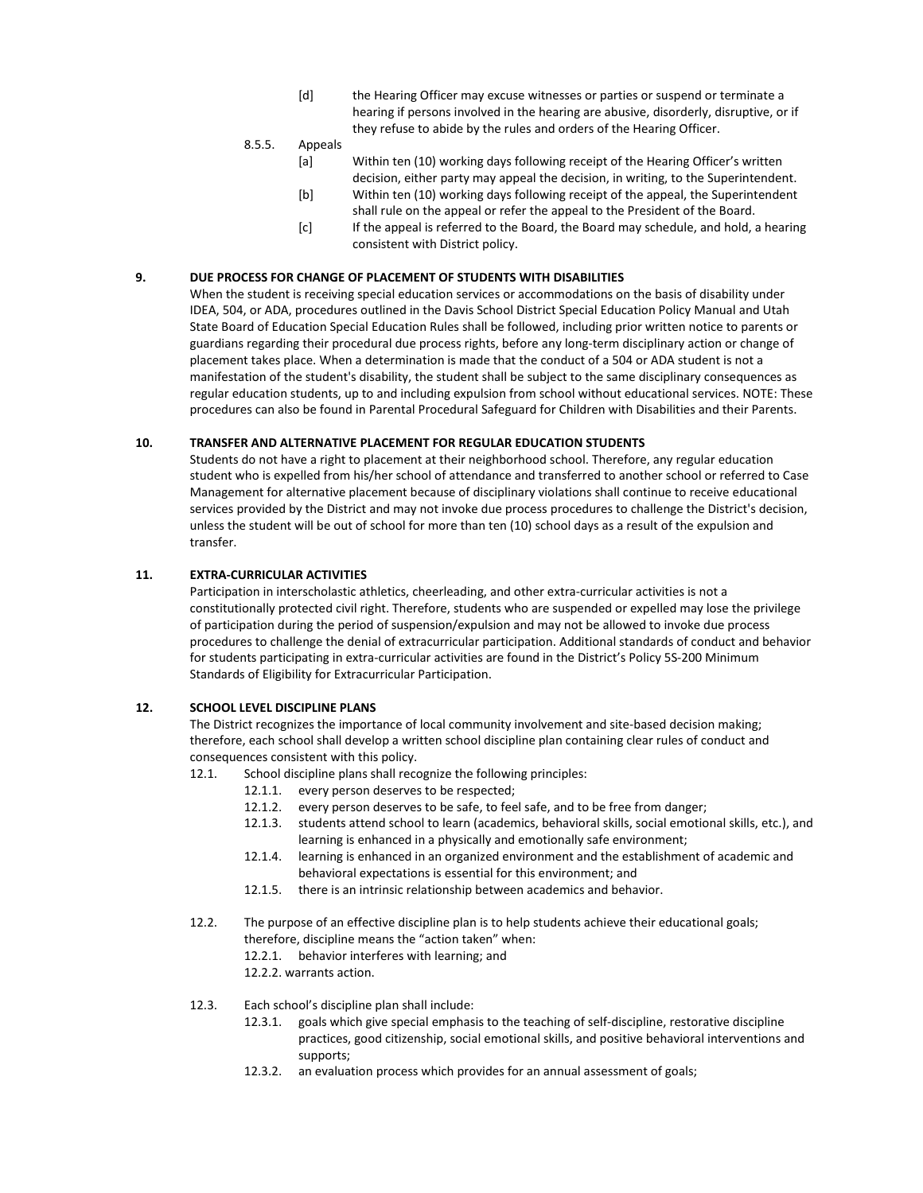[d] the Hearing Officer may excuse witnesses or parties or suspend or terminate a hearing if persons involved in the hearing are abusive, disorderly, disruptive, or if they refuse to abide by the rules and orders of the Hearing Officer.

8.5.5. Appeals

[a] Within ten (10) working days following receipt of the Hearing Officer's written decision, either party may appeal the decision, in writing, to the Superintendent.

[b] Within ten (10) working days following receipt of the appeal, the Superintendent shall rule on the appeal or refer the appeal to the President of the Board.

[c] If the appeal is referred to the Board, the Board may schedule, and hold, a hearing consistent with District policy.

## 9. DUE PROCESS FOR CHANGE OF PLACEMENT OF STUDENTS WITH DISABILITIES

When the student is receiving special education services or accommodations on the basis of disability under IDEA, 504, or ADA, procedures outlined in the Davis School District Special Education Policy Manual and Utah State Board of Education Special Education Rules shall be followed, including prior written notice to parents or guardians regarding their procedural due process rights, before any long-term disciplinary action or change of placement takes place. When a determination is made that the conduct of a 504 or ADA student is not a manifestation of the student's disability, the student shall be subject to the same disciplinary consequences as regular education students, up to and including expulsion from school without educational services. NOTE: These procedures can also be found in Parental Procedural Safeguard for Children with Disabilities and their Parents.

## 10. TRANSFER AND ALTERNATIVE PLACEMENT FOR REGULAR EDUCATION STUDENTS

Students do not have a right to placement at their neighborhood school. Therefore, any regular education student who is expelled from his/her school of attendance and transferred to another school or referred to Case Management for alternative placement because of disciplinary violations shall continue to receive educational services provided by the District and may not invoke due process procedures to challenge the District's decision, unless the student will be out of school for more than ten (10) school days as a result of the expulsion and transfer.

## 11. EXTRA-CURRICULAR ACTIVITIES

Participation in interscholastic athletics, cheerleading, and other extra-curricular activities is not a constitutionally protected civil right. Therefore, students who are suspended or expelled may lose the privilege of participation during the period of suspension/expulsion and may not be allowed to invoke due process procedures to challenge the denial of extracurricular participation. Additional standards of conduct and behavior for students participating in extra-curricular activities are found in the District's Policy 5S-200 Minimum Standards of Eligibility for Extracurricular Participation.

## 12. SCHOOL LEVEL DISCIPLINE PLANS

The District recognizes the importance of local community involvement and site-based decision making; therefore, each school shall develop a written school discipline plan containing clear rules of conduct and consequences consistent with this policy.

12.1. School discipline plans shall recognize the following principles:

- 12.1.1. every person deserves to be respected;
- 12.1.2. every person deserves to be safe, to feel safe, and to be free from danger;
- 12.1.3. students attend school to learn (academics, behavioral skills, social emotional skills, etc.), and learning is enhanced in a physically and emotionally safe environment;
- 12.1.4. learning is enhanced in an organized environment and the establishment of academic and behavioral expectations is essential for this environment; and
- 12.1.5. there is an intrinsic relationship between academics and behavior.

12.2. The purpose of an effective discipline plan is to help students achieve their educational goals; therefore, discipline means the "action taken" when:

- 12.2.1. behavior interferes with learning; and
- 12.2.2. warrants action.

12.3. Each school's discipline plan shall include:

- 12.3.1. goals which give special emphasis to the teaching of self-discipline, restorative discipline practices, good citizenship, social emotional skills, and positive behavioral interventions and supports;
- 12.3.2. an evaluation process which provides for an annual assessment of goals;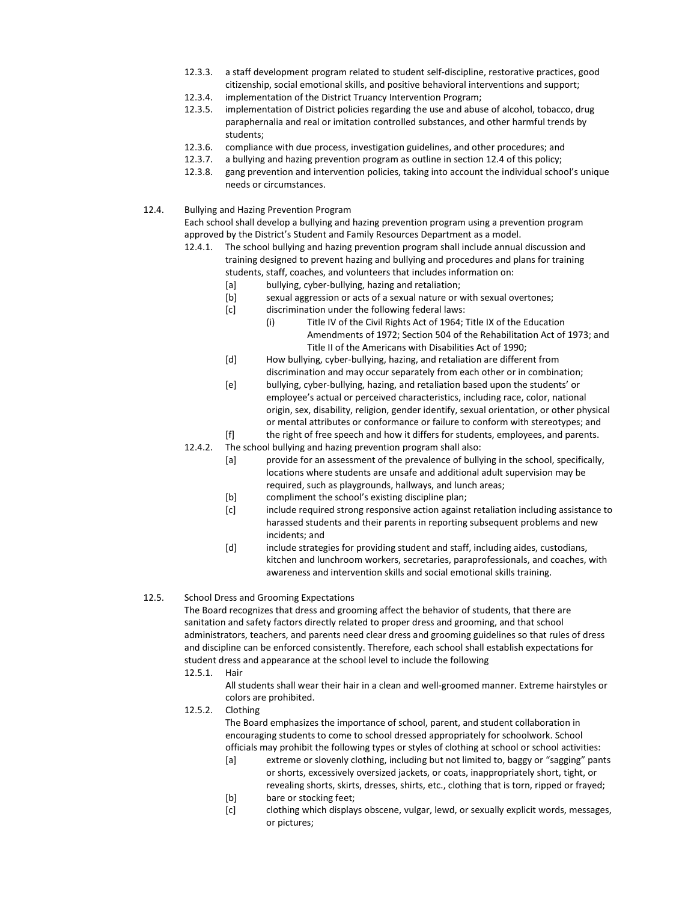12.3.3. a staff development program related to student self-discipline, restorative practices, good citizenship, social emotional skills, and positive behavioral interventions and support;

12.3.4. implementation of the District Truancy Intervention Program;

12.3.5. implementation of District policies regarding the use and abuse of alcohol, tobacco, drug paraphernalia and real or imitation controlled substances, and other harmful trends by students;

12.3.6. compliance with due process, investigation guidelines, and other procedures; and

12.3.7. a bullying and hazing prevention program as outline in section 12.4 of this policy;

12.3.8. gang prevention and intervention policies, taking into account the individual school's unique needs or circumstances.

12.4. Bullying and Hazing Prevention Program

Each school shall develop a bullying and hazing prevention program using a prevention program approved by the District's Student and Family Resources Department as a model.

12.4.1. The school bullying and hazing prevention program shall include annual discussion and training designed to prevent hazing and bullying and procedures and plans for training students, staff, coaches, and volunteers that includes information on:

- [a] bullying, cyber-bullying, hazing and retaliation;
- [b] sexual aggression or acts of a sexual nature or with sexual overtones;
- [c] discrimination under the following federal laws:
  - (i) Title IV of the Civil Rights Act of 1964; Title IX of the Education Amendments of 1972; Section 504 of the Rehabilitation Act of 1973; and Title II of the Americans with Disabilities Act of 1990;
- [d] How bullying, cyber-bullying, hazing, and retaliation are different from discrimination and may occur separately from each other or in combination;
- [e] bullying, cyber-bullying, hazing, and retaliation based upon the students' or employee's actual or perceived characteristics, including race, color, national origin, sex, disability, religion, gender identify, sexual orientation, or other physical or mental attributes or conformance or failure to conform with stereotypes; and
- [f] the right of free speech and how it differs for students, employees, and parents.

12.4.2. The school bullying and hazing prevention program shall also:

- [a] provide for an assessment of the prevalence of bullying in the school, specifically, locations where students are unsafe and additional adult supervision may be required, such as playgrounds, hallways, and lunch areas;
- [b] compliment the school's existing discipline plan;
- [c] include required strong responsive action against retaliation including assistance to harassed students and their parents in reporting subsequent problems and new incidents; and
- [d] include strategies for providing student and staff, including aides, custodians, kitchen and lunchroom workers, secretaries, paraprofessionals, and coaches, with awareness and intervention skills and social emotional skills training.

12.5. School Dress and Grooming Expectations

The Board recognizes that dress and grooming affect the behavior of students, that there are sanitation and safety factors directly related to proper dress and grooming, and that school administrators, teachers, and parents need clear dress and grooming guidelines so that rules of dress and discipline can be enforced consistently. Therefore, each school shall establish expectations for student dress and appearance at the school level to include the following

12.5.1. Hair

All students shall wear their hair in a clean and well-groomed manner. Extreme hairstyles or colors are prohibited.

12.5.2. Clothing

The Board emphasizes the importance of school, parent, and student collaboration in encouraging students to come to school dressed appropriately for schoolwork. School officials may prohibit the following types or styles of clothing at school or school activities:

- [a] extreme or slovenly clothing, including but not limited to, baggy or "sagging" pants or shorts, excessively oversized jackets, or coats, inappropriately short, tight, or revealing shorts, skirts, dresses, shirts, etc., clothing that is torn, ripped or frayed;
- [b] bare or stocking feet;
- [c] clothing which displays obscene, vulgar, lewd, or sexually explicit words, messages, or pictures;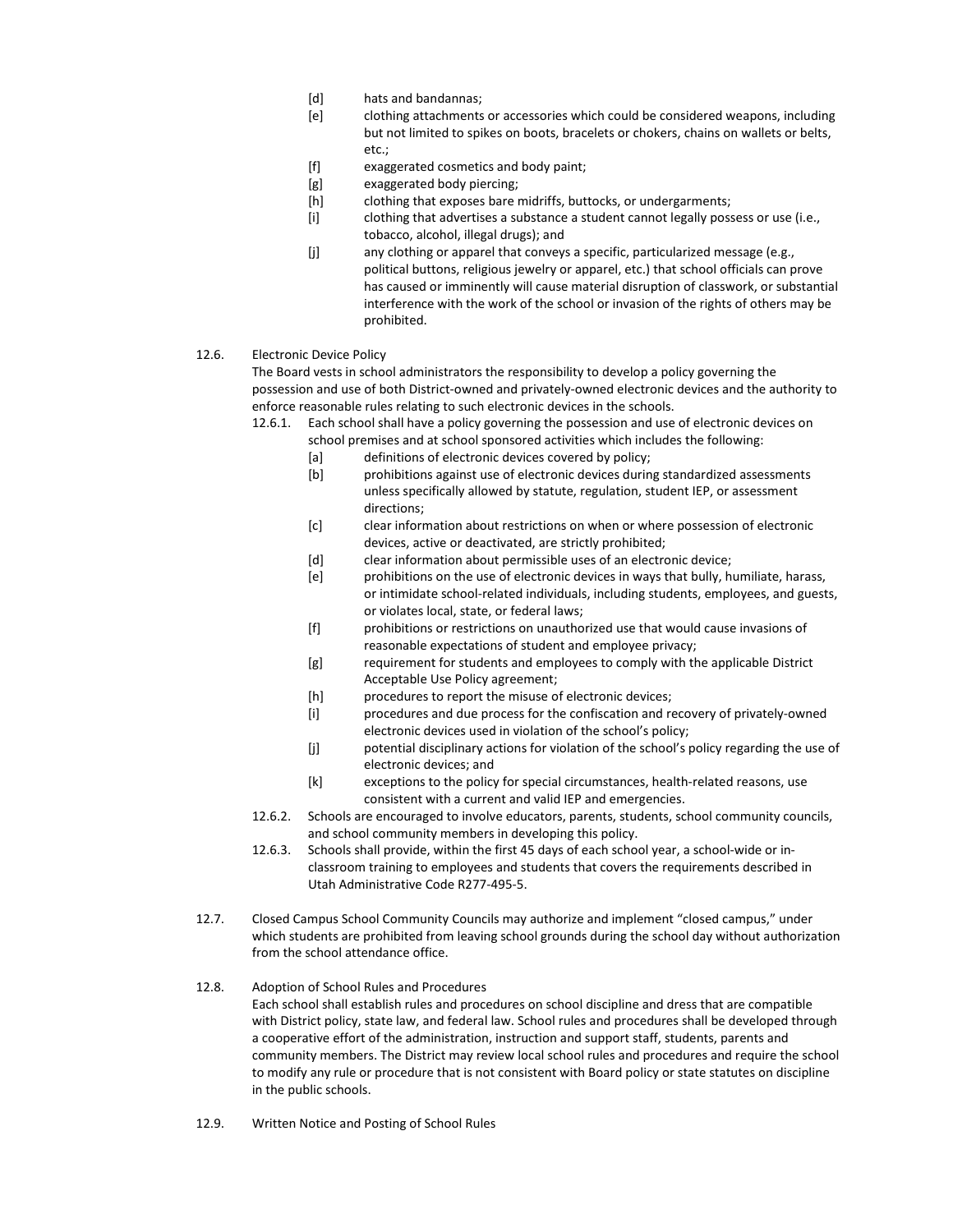[d] hats and bandannas;

[e] clothing attachments or accessories which could be considered weapons, including but not limited to spikes on boots, bracelets or chokers, chains on wallets or belts, etc.;

[f] exaggerated cosmetics and body paint;

[g] exaggerated body piercing;

[h] clothing that exposes bare midriffs, buttocks, or undergarments;

[i] clothing that advertises a substance a student cannot legally possess or use (i.e., tobacco, alcohol, illegal drugs); and

[j] any clothing or apparel that conveys a specific, particularized message (e.g., political buttons, religious jewelry or apparel, etc.) that school officials can prove has caused or imminently will cause material disruption of classwork, or substantial interference with the work of the school or invasion of the rights of others may be prohibited.

12.6. Electronic Device Policy

The Board vests in school administrators the responsibility to develop a policy governing the possession and use of both District-owned and privately-owned electronic devices and the authority to enforce reasonable rules relating to such electronic devices in the schools.

12.6.1. Each school shall have a policy governing the possession and use of electronic devices on school premises and at school sponsored activities which includes the following:

[a] definitions of electronic devices covered by policy;

[b] prohibitions against use of electronic devices during standardized assessments unless specifically allowed by statute, regulation, student IEP, or assessment directions;

[c] clear information about restrictions on when or where possession of electronic devices, active or deactivated, are strictly prohibited;

[d] clear information about permissible uses of an electronic device;

[e] prohibitions on the use of electronic devices in ways that bully, humiliate, harass, or intimidate school-related individuals, including students, employees, and guests, or violates local, state, or federal laws;

[f] prohibitions or restrictions on unauthorized use that would cause invasions of reasonable expectations of student and employee privacy;

[g] requirement for students and employees to comply with the applicable District Acceptable Use Policy agreement;

[h] procedures to report the misuse of electronic devices;

[i] procedures and due process for the confiscation and recovery of privately-owned electronic devices used in violation of the school's policy;

[j] potential disciplinary actions for violation of the school's policy regarding the use of electronic devices; and

[k] exceptions to the policy for special circumstances, health-related reasons, use consistent with a current and valid IEP and emergencies.

12.6.2. Schools are encouraged to involve educators, parents, students, school community councils, and school community members in developing this policy.

12.6.3. Schools shall provide, within the first 45 days of each school year, a school-wide or in-classroom training to employees and students that covers the requirements described in Utah Administrative Code R277-495-5.

12.7. Closed Campus School Community Councils may authorize and implement "closed campus," under which students are prohibited from leaving school grounds during the school day without authorization from the school attendance office.

12.8. Adoption of School Rules and Procedures

Each school shall establish rules and procedures on school discipline and dress that are compatible with District policy, state law, and federal law. School rules and procedures shall be developed through a cooperative effort of the administration, instruction and support staff, students, parents and community members. The District may review local school rules and procedures and require the school to modify any rule or procedure that is not consistent with Board policy or state statutes on discipline in the public schools.

12.9. Written Notice and Posting of School Rules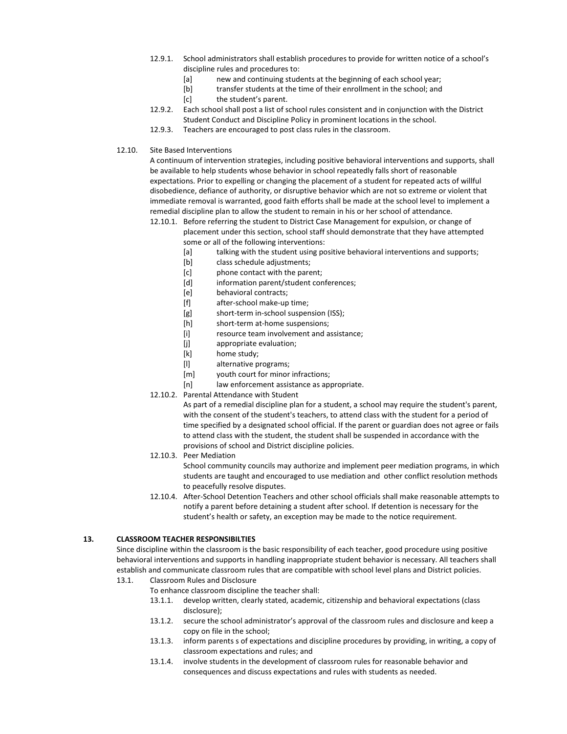12.9.1. School administrators shall establish procedures to provide for written notice of a school's discipline rules and procedures to:

[a] new and continuing students at the beginning of each school year;

[b] transfer students at the time of their enrollment in the school; and

[c] the student's parent.

12.9.2. Each school shall post a list of school rules consistent and in conjunction with the District Student Conduct and Discipline Policy in prominent locations in the school.

12.9.3. Teachers are encouraged to post class rules in the classroom.

12.10. Site Based Interventions

A continuum of intervention strategies, including positive behavioral interventions and supports, shall be available to help students whose behavior in school repeatedly falls short of reasonable expectations. Prior to expelling or changing the placement of a student for repeated acts of willful disobedience, defiance of authority, or disruptive behavior which are not so extreme or violent that immediate removal is warranted, good faith efforts shall be made at the school level to implement a remedial discipline plan to allow the student to remain in his or her school of attendance.

12.10.1. Before referring the student to District Case Management for expulsion, or change of placement under this section, school staff should demonstrate that they have attempted some or all of the following interventions:

[a] talking with the student using positive behavioral interventions and supports;

[b] class schedule adjustments;

[c] phone contact with the parent;

[d] information parent/student conferences;

[e] behavioral contracts;

[f] after-school make-up time;

[g] short-term in-school suspension (ISS);

[h] short-term at-home suspensions;

[i] resource team involvement and assistance;

[j] appropriate evaluation;

[k] home study;

[l] alternative programs;

[m] youth court for minor infractions;

[n] law enforcement assistance as appropriate.

12.10.2. Parental Attendance with Student

As part of a remedial discipline plan for a student, a school may require the student's parent, with the consent of the student's teachers, to attend class with the student for a period of time specified by a designated school official. If the parent or guardian does not agree or fails to attend class with the student, the student shall be suspended in accordance with the provisions of school and District discipline policies.

12.10.3. Peer Mediation

School community councils may authorize and implement peer mediation programs, in which students are taught and encouraged to use mediation and other conflict resolution methods to peacefully resolve disputes.

12.10.4. After-School Detention Teachers and other school officials shall make reasonable attempts to notify a parent before detaining a student after school. If detention is necessary for the student's health or safety, an exception may be made to the notice requirement.

## 13. CLASSROOM TEACHER RESPONSIBILTIES

Since discipline within the classroom is the basic responsibility of each teacher, good procedure using positive behavioral interventions and supports in handling inappropriate student behavior is necessary. All teachers shall establish and communicate classroom rules that are compatible with school level plans and District policies.

13.1. Classroom Rules and Disclosure

To enhance classroom discipline the teacher shall:

13.1.1. develop written, clearly stated, academic, citizenship and behavioral expectations (class disclosure);

13.1.2. secure the school administrator's approval of the classroom rules and disclosure and keep a copy on file in the school;

13.1.3. inform parents s of expectations and discipline procedures by providing, in writing, a copy of classroom expectations and rules; and

13.1.4. involve students in the development of classroom rules for reasonable behavior and consequences and discuss expectations and rules with students as needed.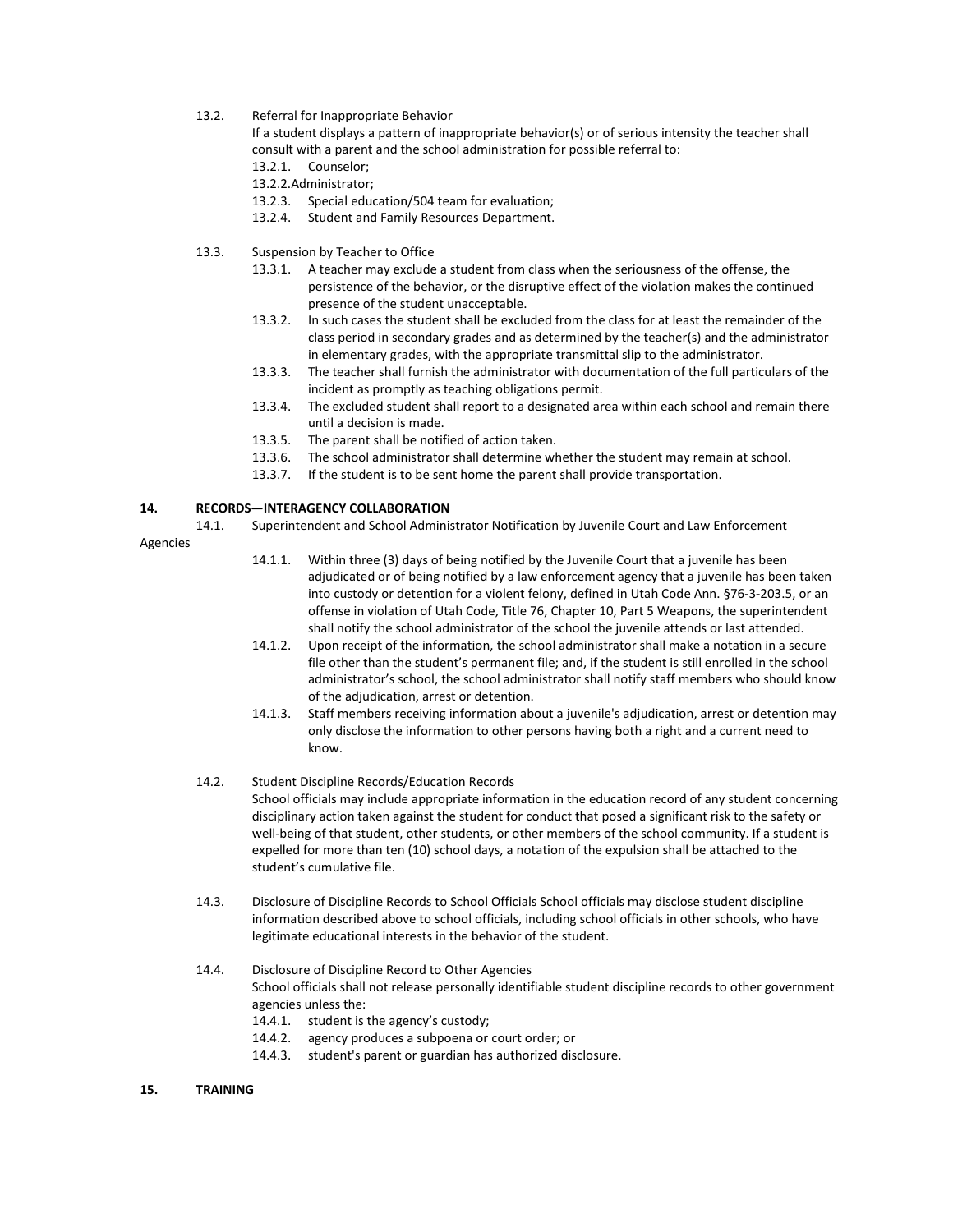13.2. Referral for Inappropriate Behavior

If a student displays a pattern of inappropriate behavior(s) or of serious intensity the teacher shall consult with a parent and the school administration for possible referral to:

13.2.1. Counselor;

13.2.2. Administrator;

13.2.3. Special education/504 team for evaluation;

13.2.4. Student and Family Resources Department.

13.3. Suspension by Teacher to Office

13.3.1. A teacher may exclude a student from class when the seriousness of the offense, the persistence of the behavior, or the disruptive effect of the violation makes the continued presence of the student unacceptable.

13.3.2. In such cases the student shall be excluded from the class for at least the remainder of the class period in secondary grades and as determined by the teacher(s) and the administrator in elementary grades, with the appropriate transmittal slip to the administrator.

13.3.3. The teacher shall furnish the administrator with documentation of the full particulars of the incident as promptly as teaching obligations permit.

13.3.4. The excluded student shall report to a designated area within each school and remain there until a decision is made.

13.3.5. The parent shall be notified of action taken.

13.3.6. The school administrator shall determine whether the student may remain at school.

13.3.7. If the student is to be sent home the parent shall provide transportation.

## 14. RECORDS—INTERAGENCY COLLABORATION

14.1. Superintendent and School Administrator Notification by Juvenile Court and Law Enforcement Agencies

14.1.1. Within three (3) days of being notified by the Juvenile Court that a juvenile has been adjudicated or of being notified by a law enforcement agency that a juvenile has been taken into custody or detention for a violent felony, defined in Utah Code Ann. §76-3-203.5, or an offense in violation of Utah Code, Title 76, Chapter 10, Part 5 Weapons, the superintendent shall notify the school administrator of the school the juvenile attends or last attended.

14.1.2. Upon receipt of the information, the school administrator shall make a notation in a secure file other than the student's permanent file; and, if the student is still enrolled in the school administrator's school, the school administrator shall notify staff members who should know of the adjudication, arrest or detention.

14.1.3. Staff members receiving information about a juvenile's adjudication, arrest or detention may only disclose the information to other persons having both a right and a current need to know.

14.2. Student Discipline Records/Education Records

School officials may include appropriate information in the education record of any student concerning disciplinary action taken against the student for conduct that posed a significant risk to the safety or well-being of that student, other students, or other members of the school community. If a student is expelled for more than ten (10) school days, a notation of the expulsion shall be attached to the student's cumulative file.

14.3. Disclosure of Discipline Records to School Officials School officials may disclose student discipline information described above to school officials, including school officials in other schools, who have legitimate educational interests in the behavior of the student.

14.4. Disclosure of Discipline Record to Other Agencies

School officials shall not release personally identifiable student discipline records to other government agencies unless the:

14.4.1. student is the agency's custody;

14.4.2. agency produces a subpoena or court order; or

14.4.3. student's parent or guardian has authorized disclosure.

## 15. TRAINING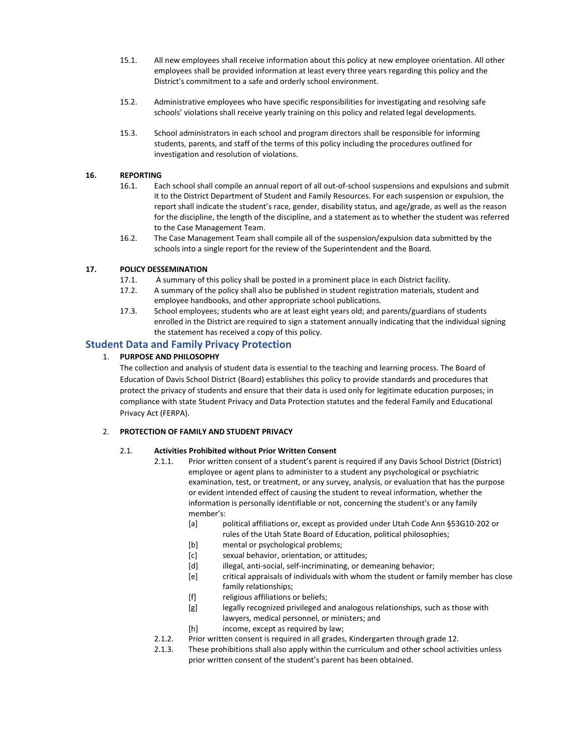15.1. All new employees shall receive information about this policy at new employee orientation. All other employees shall be provided information at least every three years regarding this policy and the District's commitment to a safe and orderly school environment.

15.2. Administrative employees who have specific responsibilities for investigating and resolving safe schools' violations shall receive yearly training on this policy and related legal developments.

15.3. School administrators in each school and program directors shall be responsible for informing students, parents, and staff of the terms of this policy including the procedures outlined for investigation and resolution of violations.

**16. REPORTING**

16.1. Each school shall compile an annual report of all out-of-school suspensions and expulsions and submit it to the District Department of Student and Family Resources. For each suspension or expulsion, the report shall indicate the student's race, gender, disability status, and age/grade, as well as the reason for the discipline, the length of the discipline, and a statement as to whether the student was referred to the Case Management Team.

16.2. The Case Management Team shall compile all of the suspension/expulsion data submitted by the schools into a single report for the review of the Superintendent and the Board.

**17. POLICY DESSEMINATION**

17.1. A summary of this policy shall be posted in a prominent place in each District facility.

17.2. A summary of the policy shall also be published in student registration materials, student and employee handbooks, and other appropriate school publications.

17.3. School employees; students who are at least eight years old; and parents/guardians of students enrolled in the District are required to sign a statement annually indicating that the individual signing the statement has received a copy of this policy.

## Student Data and Family Privacy Protection

1. **PURPOSE AND PHILOSOPHY**

The collection and analysis of student data is essential to the teaching and learning process. The Board of Education of Davis School District (Board) establishes this policy to provide standards and procedures that protect the privacy of students and ensure that their data is used only for legitimate education purposes; in compliance with state Student Privacy and Data Protection statutes and the federal Family and Educational Privacy Act (FERPA).

2. **PROTECTION OF FAMILY AND STUDENT PRIVACY**

2.1. **Activities Prohibited without Prior Written Consent**

2.1.1. Prior written consent of a student's parent is required if any Davis School District (District) employee or agent plans to administer to a student any psychological or psychiatric examination, test, or treatment, or any survey, analysis, or evaluation that has the purpose or evident intended effect of causing the student to reveal information, whether the information is personally identifiable or not, concerning the student's or any family member's:

[a] political affiliations or, except as provided under Utah Code Ann §53G10-202 or rules of the Utah State Board of Education, political philosophies;

[b] mental or psychological problems;

[c] sexual behavior, orientation, or attitudes;

[d] illegal, anti-social, self-incriminating, or demeaning behavior;

[e] critical appraisals of individuals with whom the student or family member has close family relationships;

[f] religious affiliations or beliefs;

[g] legally recognized privileged and analogous relationships, such as those with lawyers, medical personnel, or ministers; and

[h] income, except as required by law;

2.1.2. Prior written consent is required in all grades, Kindergarten through grade 12.

2.1.3. These prohibitions shall also apply within the curriculum and other school activities unless prior written consent of the student's parent has been obtained.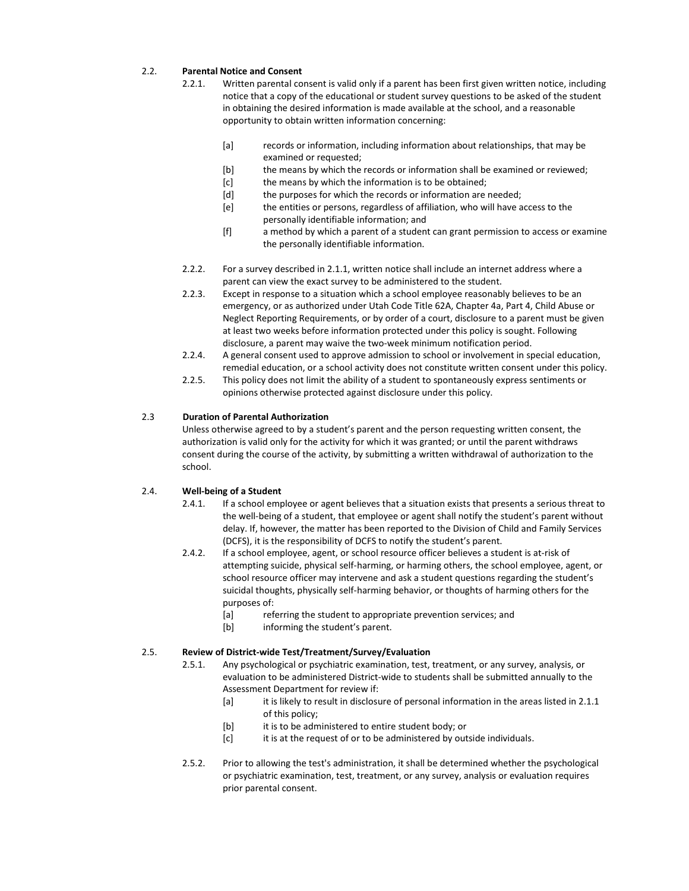### 2.2. Parental Notice and Consent

2.2.1. Written parental consent is valid only if a parent has been first given written notice, including notice that a copy of the educational or student survey questions to be asked of the student in obtaining the desired information is made available at the school, and a reasonable opportunity to obtain written information concerning:

- [a] records or information, including information about relationships, that may be examined or requested;
- [b] the means by which the records or information shall be examined or reviewed;
- [c] the means by which the information is to be obtained;
- [d] the purposes for which the records or information are needed;
- [e] the entities or persons, regardless of affiliation, who will have access to the personally identifiable information; and
- [f] a method by which a parent of a student can grant permission to access or examine the personally identifiable information.

2.2.2. For a survey described in 2.1.1, written notice shall include an internet address where a parent can view the exact survey to be administered to the student.

2.2.3. Except in response to a situation which a school employee reasonably believes to be an emergency, or as authorized under Utah Code Title 62A, Chapter 4a, Part 4, Child Abuse or Neglect Reporting Requirements, or by order of a court, disclosure to a parent must be given at least two weeks before information protected under this policy is sought. Following disclosure, a parent may waive the two-week minimum notification period.

2.2.4. A general consent used to approve admission to school or involvement in special education, remedial education, or a school activity does not constitute written consent under this policy.

2.2.5. This policy does not limit the ability of a student to spontaneously express sentiments or opinions otherwise protected against disclosure under this policy.

### 2.3 Duration of Parental Authorization

Unless otherwise agreed to by a student's parent and the person requesting written consent, the authorization is valid only for the activity for which it was granted; or until the parent withdraws consent during the course of the activity, by submitting a written withdrawal of authorization to the school.

### 2.4. Well-being of a Student

2.4.1. If a school employee or agent believes that a situation exists that presents a serious threat to the well-being of a student, that employee or agent shall notify the student's parent without delay. If, however, the matter has been reported to the Division of Child and Family Services (DCFS), it is the responsibility of DCFS to notify the student's parent.

2.4.2. If a school employee, agent, or school resource officer believes a student is at-risk of attempting suicide, physical self-harming, or harming others, the school employee, agent, or school resource officer may intervene and ask a student questions regarding the student's suicidal thoughts, physically self-harming behavior, or thoughts of harming others for the purposes of:

- [a] referring the student to appropriate prevention services; and
- [b] informing the student's parent.

### 2.5. Review of District-wide Test/Treatment/Survey/Evaluation

2.5.1. Any psychological or psychiatric examination, test, treatment, or any survey, analysis, or evaluation to be administered District-wide to students shall be submitted annually to the Assessment Department for review if:

- [a] it is likely to result in disclosure of personal information in the areas listed in 2.1.1 of this policy;
- [b] it is to be administered to entire student body; or
- [c] it is at the request of or to be administered by outside individuals.

2.5.2. Prior to allowing the test's administration, it shall be determined whether the psychological or psychiatric examination, test, treatment, or any survey, analysis or evaluation requires prior parental consent.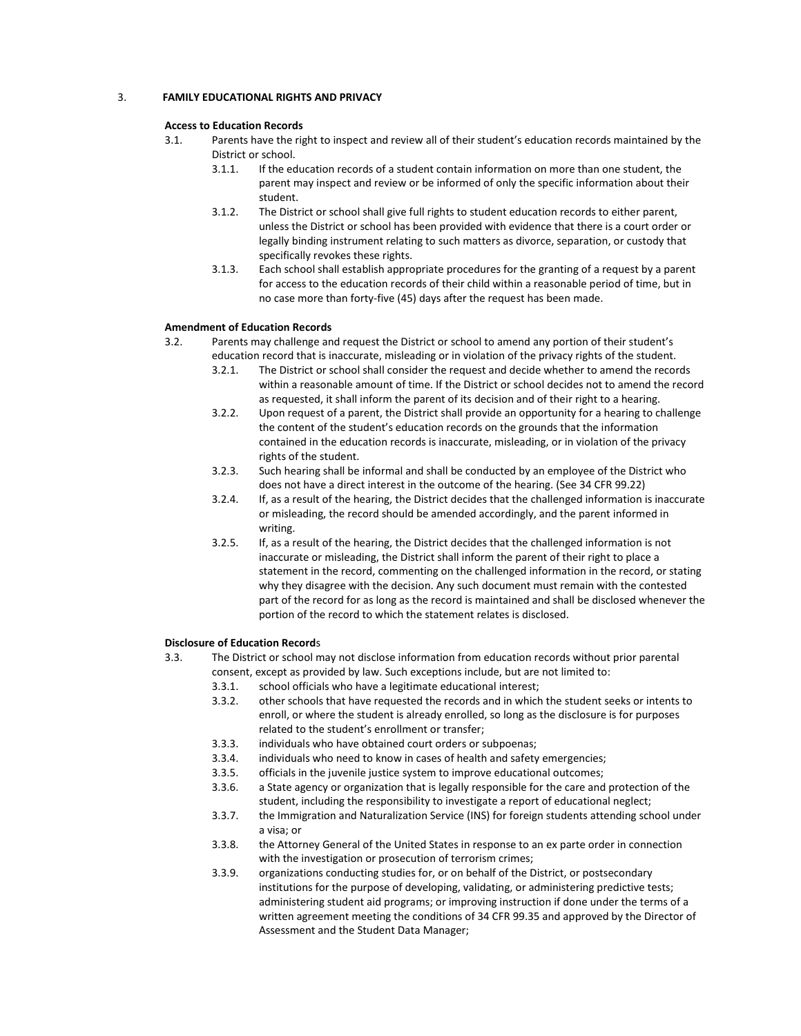## 3. FAMILY EDUCATIONAL RIGHTS AND PRIVACY

### Access to Education Records

3.1. Parents have the right to inspect and review all of their student's education records maintained by the District or school.

- 3.1.1. If the education records of a student contain information on more than one student, the parent may inspect and review or be informed of only the specific information about their student.
- 3.1.2. The District or school shall give full rights to student education records to either parent, unless the District or school has been provided with evidence that there is a court order or legally binding instrument relating to such matters as divorce, separation, or custody that specifically revokes these rights.
- 3.1.3. Each school shall establish appropriate procedures for the granting of a request by a parent for access to the education records of their child within a reasonable period of time, but in no case more than forty-five (45) days after the request has been made.

### Amendment of Education Records

3.2. Parents may challenge and request the District or school to amend any portion of their student's education record that is inaccurate, misleading or in violation of the privacy rights of the student.

- 3.2.1. The District or school shall consider the request and decide whether to amend the records within a reasonable amount of time. If the District or school decides not to amend the record as requested, it shall inform the parent of its decision and of their right to a hearing.
- 3.2.2. Upon request of a parent, the District shall provide an opportunity for a hearing to challenge the content of the student's education records on the grounds that the information contained in the education records is inaccurate, misleading, or in violation of the privacy rights of the student.
- 3.2.3. Such hearing shall be informal and shall be conducted by an employee of the District who does not have a direct interest in the outcome of the hearing. (See 34 CFR 99.22)
- 3.2.4. If, as a result of the hearing, the District decides that the challenged information is inaccurate or misleading, the record should be amended accordingly, and the parent informed in writing.
- 3.2.5. If, as a result of the hearing, the District decides that the challenged information is not inaccurate or misleading, the District shall inform the parent of their right to place a statement in the record, commenting on the challenged information in the record, or stating why they disagree with the decision. Any such document must remain with the contested part of the record for as long as the record is maintained and shall be disclosed whenever the portion of the record to which the statement relates is disclosed.

### Disclosure of Education Records

3.3. The District or school may not disclose information from education records without prior parental consent, except as provided by law. Such exceptions include, but are not limited to:

- 3.3.1. school officials who have a legitimate educational interest;
- 3.3.2. other schools that have requested the records and in which the student seeks or intents to enroll, or where the student is already enrolled, so long as the disclosure is for purposes related to the student's enrollment or transfer;
- 3.3.3. individuals who have obtained court orders or subpoenas;
- 3.3.4. individuals who need to know in cases of health and safety emergencies;
- 3.3.5. officials in the juvenile justice system to improve educational outcomes;
- 3.3.6. a State agency or organization that is legally responsible for the care and protection of the student, including the responsibility to investigate a report of educational neglect;
- 3.3.7. the Immigration and Naturalization Service (INS) for foreign students attending school under a visa; or
- 3.3.8. the Attorney General of the United States in response to an ex parte order in connection with the investigation or prosecution of terrorism crimes;
- 3.3.9. organizations conducting studies for, or on behalf of the District, or postsecondary institutions for the purpose of developing, validating, or administering predictive tests; administering student aid programs; or improving instruction if done under the terms of a written agreement meeting the conditions of 34 CFR 99.35 and approved by the Director of Assessment and the Student Data Manager;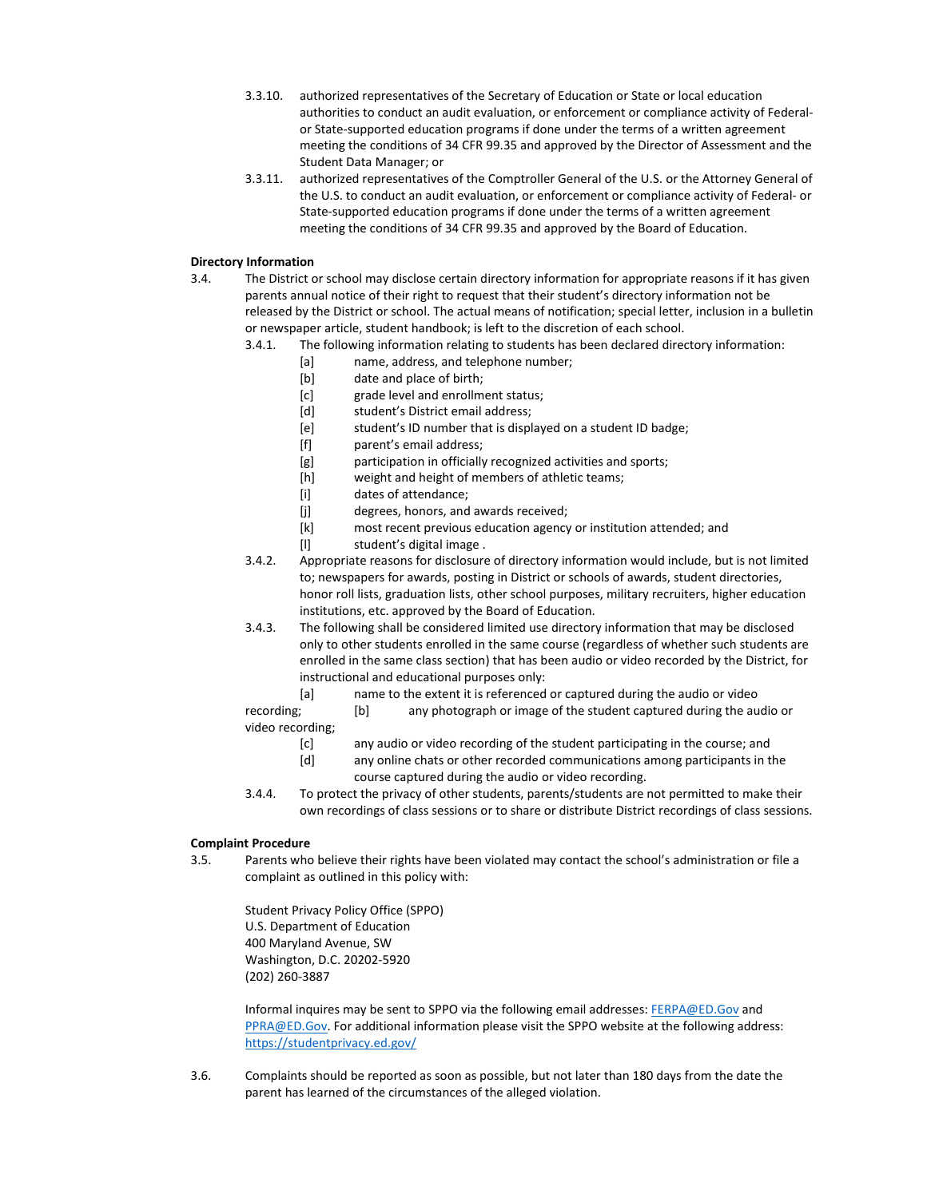3.3.10. authorized representatives of the Secretary of Education or State or local education authorities to conduct an audit evaluation, or enforcement or compliance activity of Federal- or State-supported education programs if done under the terms of a written agreement meeting the conditions of 34 CFR 99.35 and approved by the Director of Assessment and the Student Data Manager; or

3.3.11. authorized representatives of the Comptroller General of the U.S. or the Attorney General of the U.S. to conduct an audit evaluation, or enforcement or compliance activity of Federal- or State-supported education programs if done under the terms of a written agreement meeting the conditions of 34 CFR 99.35 and approved by the Board of Education.

**Directory Information**

3.4. The District or school may disclose certain directory information for appropriate reasons if it has given parents annual notice of their right to request that their student's directory information not be released by the District or school. The actual means of notification; special letter, inclusion in a bulletin or newspaper article, student handbook; is left to the discretion of each school.

3.4.1. The following information relating to students has been declared directory information:

[a] name, address, and telephone number;
[b] date and place of birth;
[c] grade level and enrollment status;
[d] student's District email address;
[e] student's ID number that is displayed on a student ID badge;
[f] parent's email address;
[g] participation in officially recognized activities and sports;
[h] weight and height of members of athletic teams;
[i] dates of attendance;
[j] degrees, honors, and awards received;
[k] most recent previous education agency or institution attended; and
[l] student's digital image .

3.4.2. Appropriate reasons for disclosure of directory information would include, but is not limited to; newspapers for awards, posting in District or schools of awards, student directories, honor roll lists, graduation lists, other school purposes, military recruiters, higher education institutions, etc. approved by the Board of Education.

3.4.3. The following shall be considered limited use directory information that may be disclosed only to other students enrolled in the same course (regardless of whether such students are enrolled in the same class section) that has been audio or video recorded by the District, for instructional and educational purposes only:

[a] name to the extent it is referenced or captured during the audio or video recording;
[b] any photograph or image of the student captured during the audio or video recording;
[c] any audio or video recording of the student participating in the course; and
[d] any online chats or other recorded communications among participants in the course captured during the audio or video recording.

3.4.4. To protect the privacy of other students, parents/students are not permitted to make their own recordings of class sessions or to share or distribute District recordings of class sessions.

**Complaint Procedure**

3.5. Parents who believe their rights have been violated may contact the school's administration or file a complaint as outlined in this policy with:

Student Privacy Policy Office (SPPO)
U.S. Department of Education
400 Maryland Avenue, SW
Washington, D.C. 20202-5920
(202) 260-3887

Informal inquires may be sent to SPPO via the following email addresses: FERPA@ED.Gov and PPRA@ED.Gov. For additional information please visit the SPPO website at the following address: https://studentprivacy.ed.gov/

3.6. Complaints should be reported as soon as possible, but not later than 180 days from the date the parent has learned of the circumstances of the alleged violation.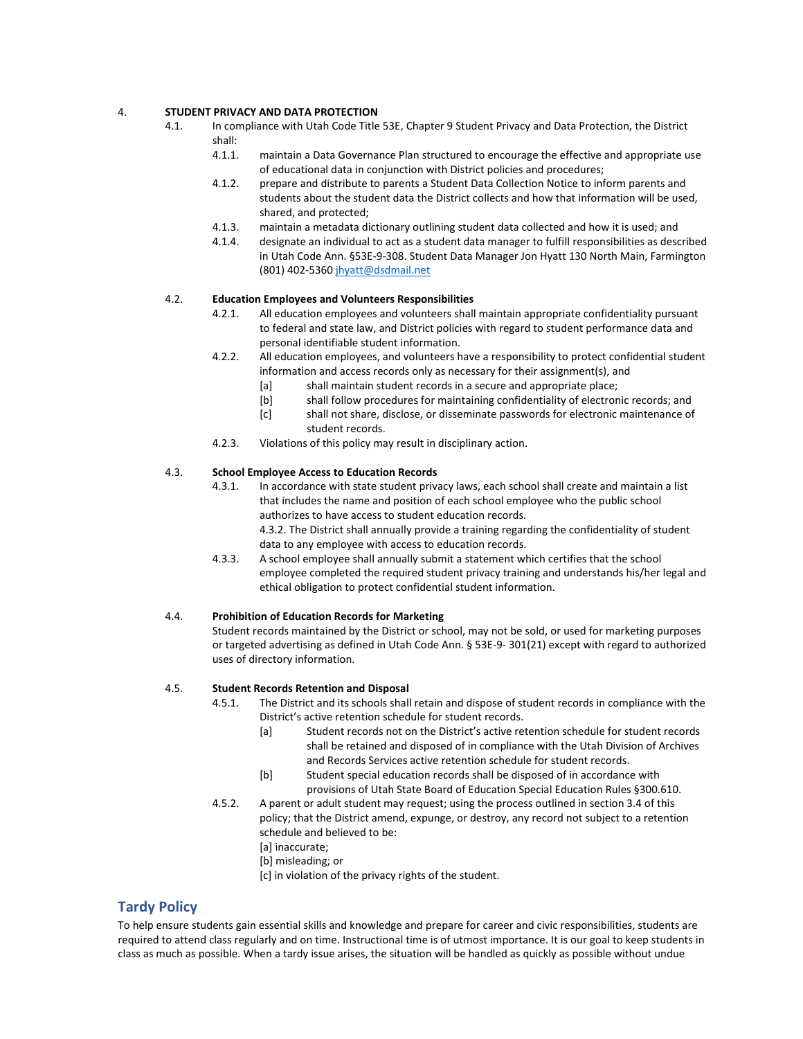4. **STUDENT PRIVACY AND DATA PROTECTION**

4.1. In compliance with Utah Code Title 53E, Chapter 9 Student Privacy and Data Protection, the District shall:

4.1.1. maintain a Data Governance Plan structured to encourage the effective and appropriate use of educational data in conjunction with District policies and procedures;

4.1.2. prepare and distribute to parents a Student Data Collection Notice to inform parents and students about the student data the District collects and how that information will be used, shared, and protected;

4.1.3. maintain a metadata dictionary outlining student data collected and how it is used; and

4.1.4. designate an individual to act as a student data manager to fulfill responsibilities as described in Utah Code Ann. §53E-9-308. Student Data Manager Jon Hyatt 130 North Main, Farmington (801) 402-5360 jhyatt@dsdmail.net

4.2. **Education Employees and Volunteers Responsibilities**

4.2.1. All education employees and volunteers shall maintain appropriate confidentiality pursuant to federal and state law, and District policies with regard to student performance data and personal identifiable student information.

4.2.2. All education employees, and volunteers have a responsibility to protect confidential student information and access records only as necessary for their assignment(s), and

[a] shall maintain student records in a secure and appropriate place;

[b] shall follow procedures for maintaining confidentiality of electronic records; and

[c] shall not share, disclose, or disseminate passwords for electronic maintenance of student records.

4.2.3. Violations of this policy may result in disciplinary action.

4.3. **School Employee Access to Education Records**

4.3.1. In accordance with state student privacy laws, each school shall create and maintain a list that includes the name and position of each school employee who the public school authorizes to have access to student education records.

4.3.2. The District shall annually provide a training regarding the confidentiality of student data to any employee with access to education records.

4.3.3. A school employee shall annually submit a statement which certifies that the school employee completed the required student privacy training and understands his/her legal and ethical obligation to protect confidential student information.

4.4. **Prohibition of Education Records for Marketing**

Student records maintained by the District or school, may not be sold, or used for marketing purposes or targeted advertising as defined in Utah Code Ann. § 53E-9- 301(21) except with regard to authorized uses of directory information.

4.5. **Student Records Retention and Disposal**

4.5.1. The District and its schools shall retain and dispose of student records in compliance with the District's active retention schedule for student records.

[a] Student records not on the District's active retention schedule for student records shall be retained and disposed of in compliance with the Utah Division of Archives and Records Services active retention schedule for student records.

[b] Student special education records shall be disposed of in accordance with provisions of Utah State Board of Education Special Education Rules §300.610.

4.5.2. A parent or adult student may request; using the process outlined in section 3.4 of this policy; that the District amend, expunge, or destroy, any record not subject to a retention schedule and believed to be:

[a] inaccurate;

[b] misleading; or

[c] in violation of the privacy rights of the student.

## Tardy Policy

To help ensure students gain essential skills and knowledge and prepare for career and civic responsibilities, students are required to attend class regularly and on time. Instructional time is of utmost importance. It is our goal to keep students in class as much as possible. When a tardy issue arises, the situation will be handled as quickly as possible without undue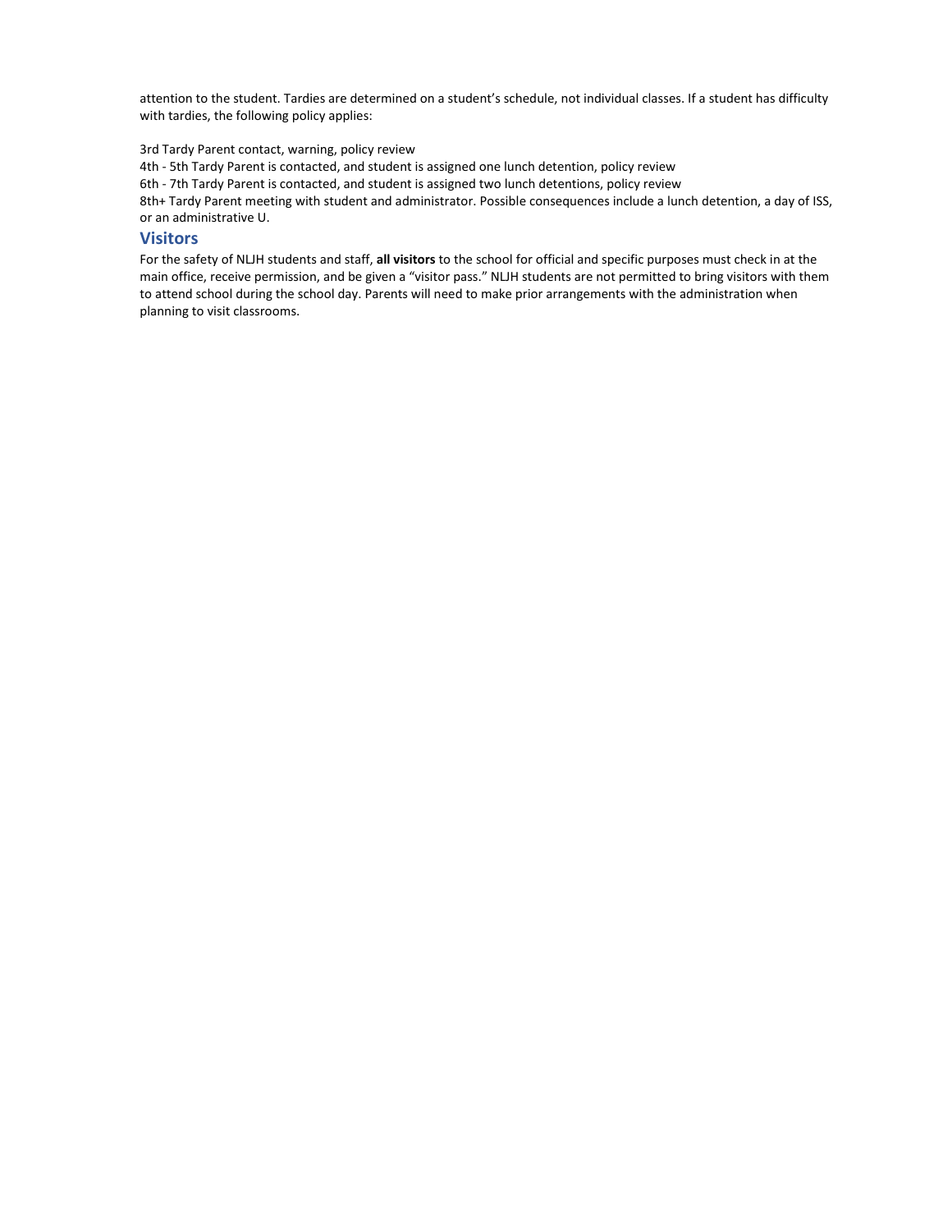attention to the student. Tardies are determined on a student's schedule, not individual classes. If a student has difficulty with tardies, the following policy applies:

3rd Tardy Parent contact, warning, policy review
4th - 5th Tardy Parent is contacted, and student is assigned one lunch detention, policy review
6th - 7th Tardy Parent is contacted, and student is assigned two lunch detentions, policy review
8th+ Tardy Parent meeting with student and administrator. Possible consequences include a lunch detention, a day of ISS, or an administrative U.

## Visitors

For the safety of NLJH students and staff, **all visitors** to the school for official and specific purposes must check in at the main office, receive permission, and be given a "visitor pass." NLJH students are not permitted to bring visitors with them to attend school during the school day. Parents will need to make prior arrangements with the administration when planning to visit classrooms.